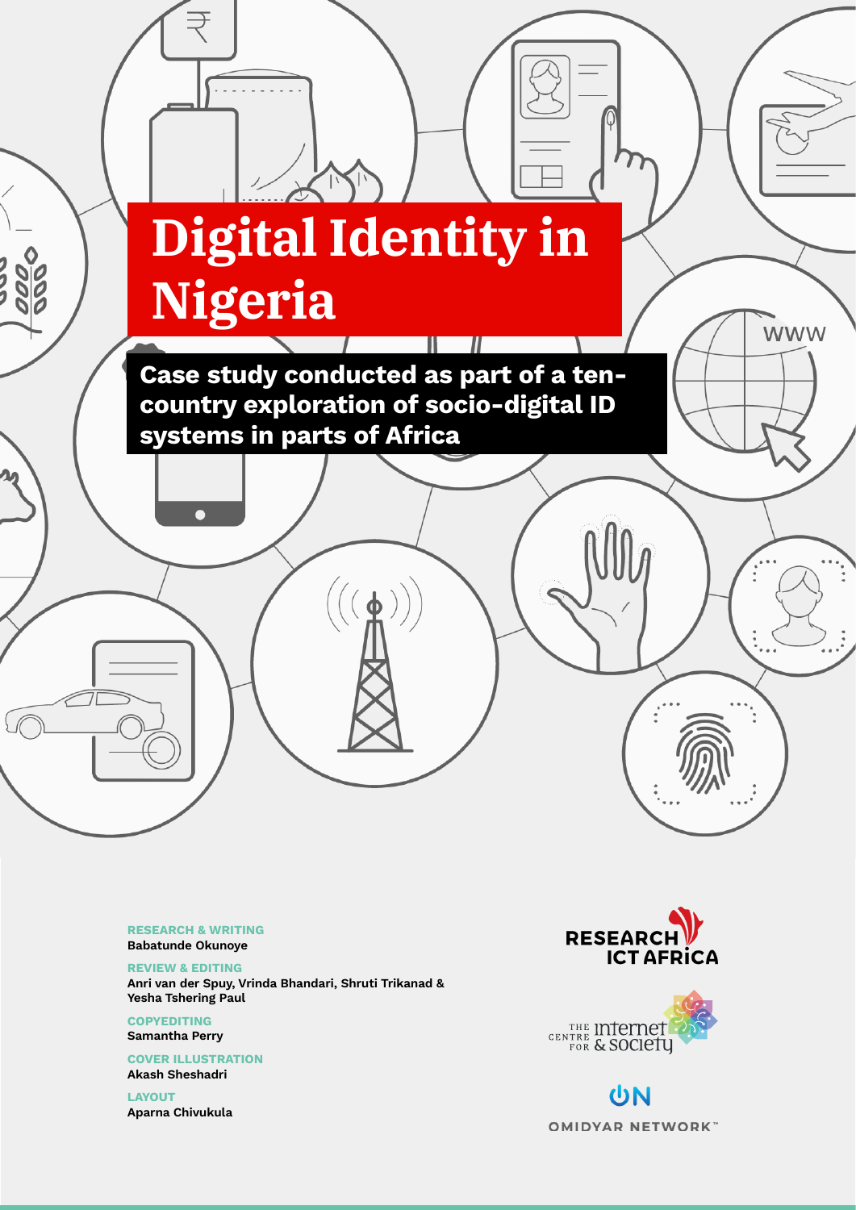# Digital Identity in Nigeria

**Case study conducted as part of a ten-country exploration of socio-digital ID systems in parts of Africa**

**RESEARCH & WRITING**
Babatunde Okunoye

**REVIEW & EDITING**
Anri van der Spuy, Vrinda Bhandari, Shruti Trikanad & Yesha Tshering Paul

**COPYEDITING**
Samantha Perry

**COVER ILLUSTRATION**
Akash Sheshadri

**LAYOUT**
Aparna Chivukula

RESEARCH ICT AFRICA

THE CENTRE FOR INTERNET & SOCIETY

OMIDYAR NETWORK™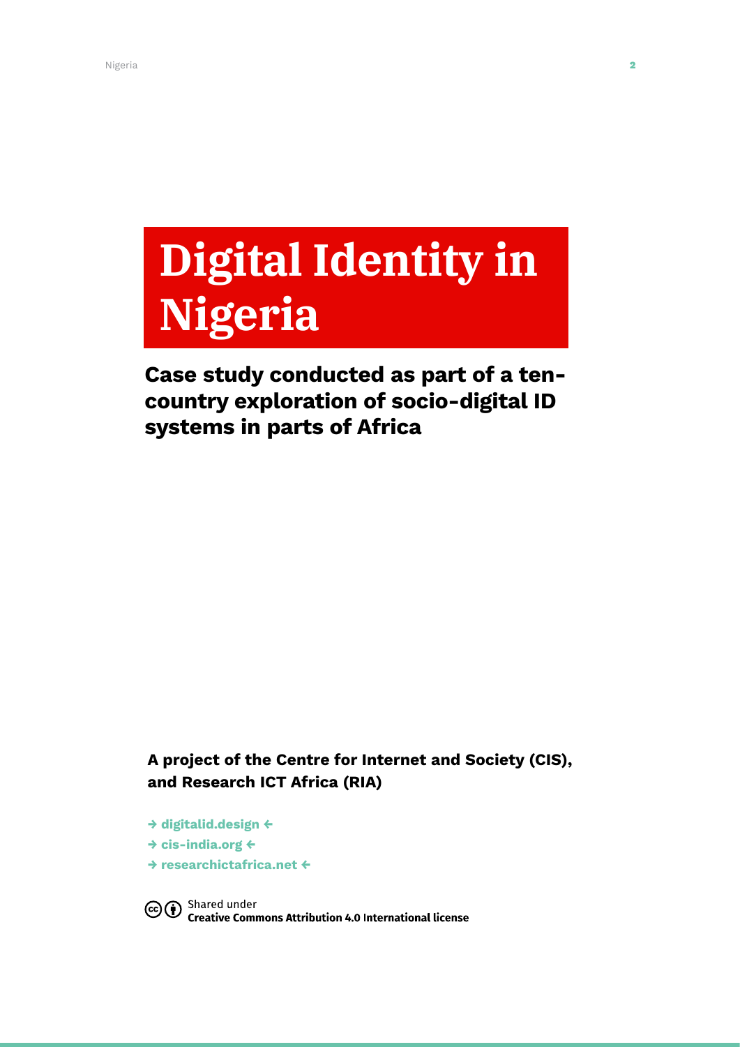# Digital Identity in Nigeria

## Case study conducted as part of a ten-country exploration of socio-digital ID systems in parts of Africa

**A project of the Centre for Internet and Society (CIS), and Research ICT Africa (RIA)**

→ digitalid.design ←
→ cis-india.org ←
→ researchictafrica.net ←

Shared under
**Creative Commons Attribution 4.0 International license**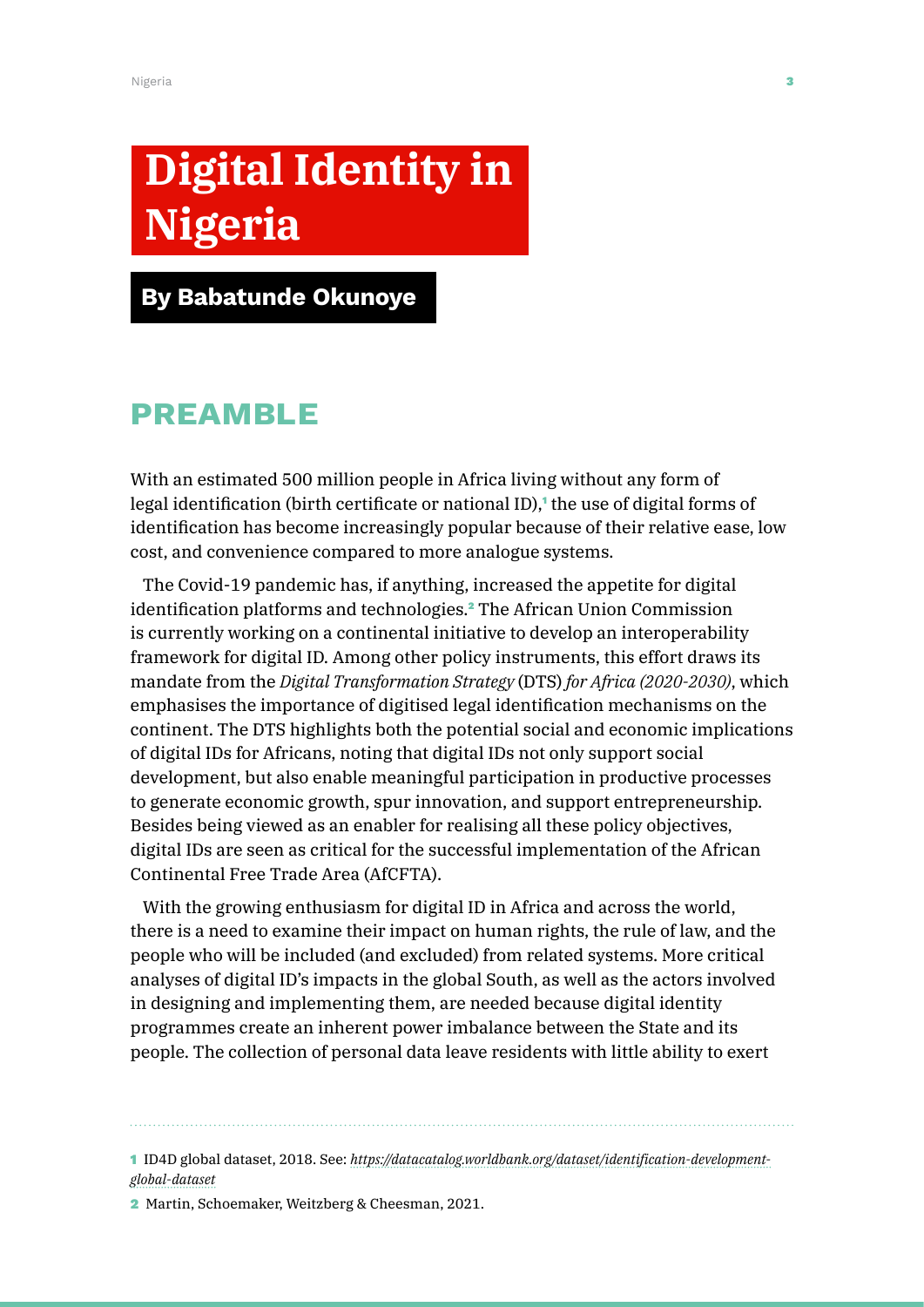# Digital Identity in Nigeria

**By Babatunde Okunoye**

## PREAMBLE

With an estimated 500 million people in Africa living without any form of legal identification (birth certificate or national ID),[1] the use of digital forms of identification has become increasingly popular because of their relative ease, low cost, and convenience compared to more analogue systems.

The Covid-19 pandemic has, if anything, increased the appetite for digital identification platforms and technologies.[2] The African Union Commission is currently working on a continental initiative to develop an interoperability framework for digital ID. Among other policy instruments, this effort draws its mandate from the *Digital Transformation Strategy* (DTS) *for Africa (2020-2030)*, which emphasises the importance of digitised legal identification mechanisms on the continent. The DTS highlights both the potential social and economic implications of digital IDs for Africans, noting that digital IDs not only support social development, but also enable meaningful participation in productive processes to generate economic growth, spur innovation, and support entrepreneurship. Besides being viewed as an enabler for realising all these policy objectives, digital IDs are seen as critical for the successful implementation of the African Continental Free Trade Area (AfCFTA).

With the growing enthusiasm for digital ID in Africa and across the world, there is a need to examine their impact on human rights, the rule of law, and the people who will be included (and excluded) from related systems. More critical analyses of digital ID's impacts in the global South, as well as the actors involved in designing and implementing them, are needed because digital identity programmes create an inherent power imbalance between the State and its people. The collection of personal data leave residents with little ability to exert

---

1 ID4D global dataset, 2018. See: *https://datacatalog.worldbank.org/dataset/identification-development-global-dataset*

2 Martin, Schoemaker, Weitzberg & Cheesman, 2021.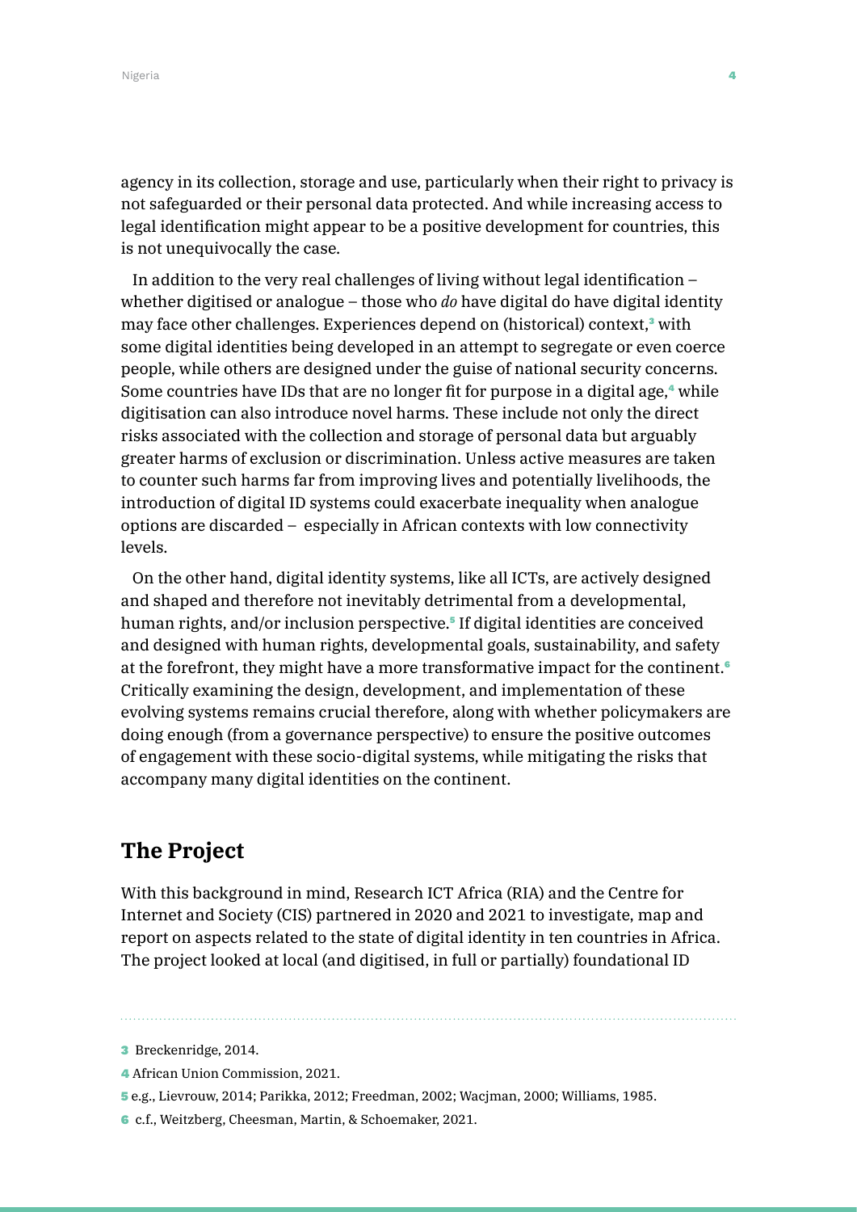agency in its collection, storage and use, particularly when their right to privacy is not safeguarded or their personal data protected. And while increasing access to legal identification might appear to be a positive development for countries, this is not unequivocally the case.

In addition to the very real challenges of living without legal identification – whether digitised or analogue – those who *do* have digital do have digital identity may face other challenges. Experiences depend on (historical) context,[3] with some digital identities being developed in an attempt to segregate or even coerce people, while others are designed under the guise of national security concerns. Some countries have IDs that are no longer fit for purpose in a digital age,[4] while digitisation can also introduce novel harms. These include not only the direct risks associated with the collection and storage of personal data but arguably greater harms of exclusion or discrimination. Unless active measures are taken to counter such harms far from improving lives and potentially livelihoods, the introduction of digital ID systems could exacerbate inequality when analogue options are discarded – especially in African contexts with low connectivity levels.

On the other hand, digital identity systems, like all ICTs, are actively designed and shaped and therefore not inevitably detrimental from a developmental, human rights, and/or inclusion perspective.[5] If digital identities are conceived and designed with human rights, developmental goals, sustainability, and safety at the forefront, they might have a more transformative impact for the continent.[6] Critically examining the design, development, and implementation of these evolving systems remains crucial therefore, along with whether policymakers are doing enough (from a governance perspective) to ensure the positive outcomes of engagement with these socio-digital systems, while mitigating the risks that accompany many digital identities on the continent.

## The Project

With this background in mind, Research ICT Africa (RIA) and the Centre for Internet and Society (CIS) partnered in 2020 and 2021 to investigate, map and report on aspects related to the state of digital identity in ten countries in Africa. The project looked at local (and digitised, in full or partially) foundational ID

---

3 Breckenridge, 2014.

4 African Union Commission, 2021.

5 e.g., Lievrouw, 2014; Parikka, 2012; Freedman, 2002; Wacjman, 2000; Williams, 1985.

6 c.f., Weitzberg, Cheesman, Martin, & Schoemaker, 2021.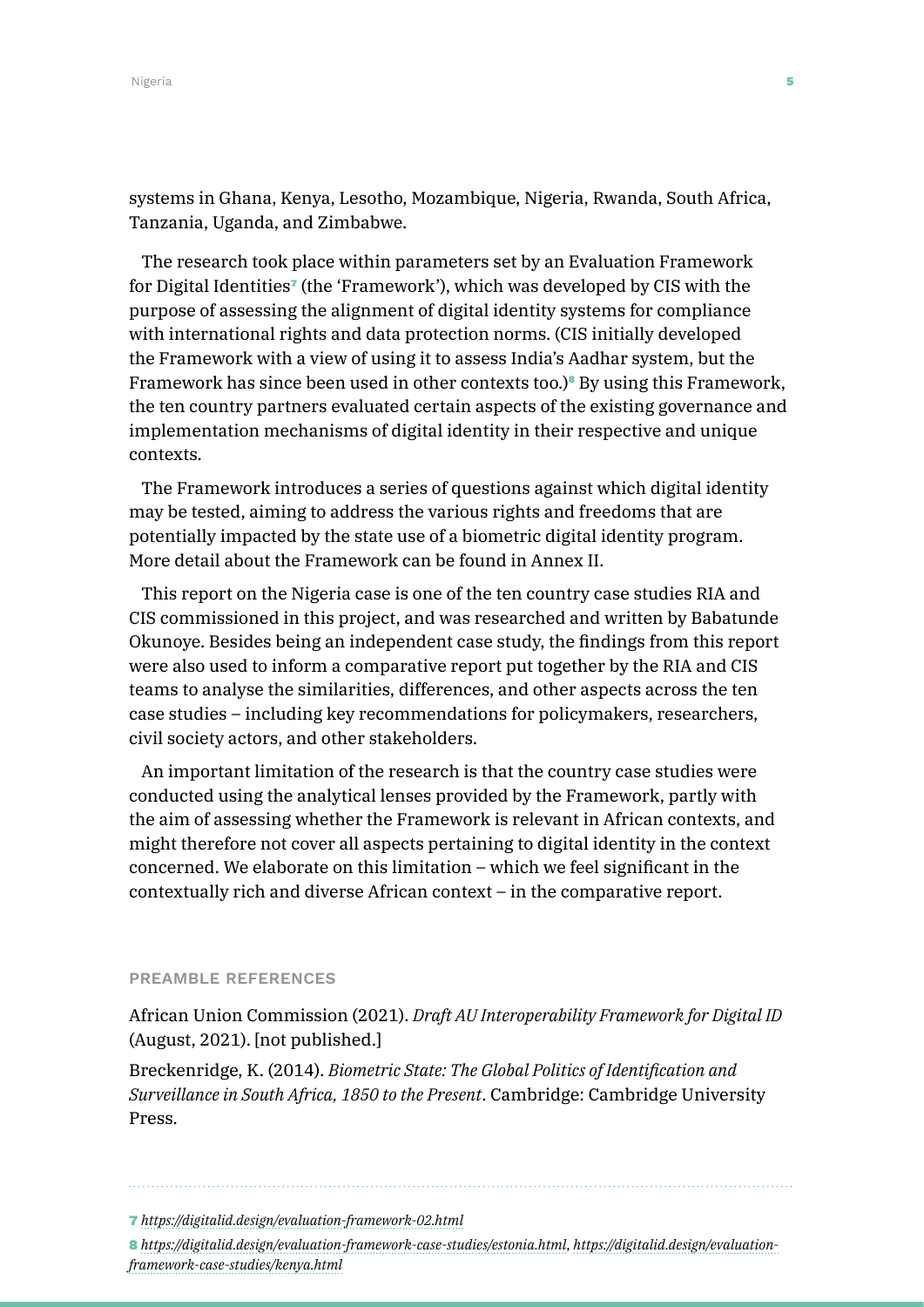systems in Ghana, Kenya, Lesotho, Mozambique, Nigeria, Rwanda, South Africa, Tanzania, Uganda, and Zimbabwe.

The research took place within parameters set by an Evaluation Framework for Digital Identities[7] (the 'Framework'), which was developed by CIS with the purpose of assessing the alignment of digital identity systems for compliance with international rights and data protection norms. (CIS initially developed the Framework with a view of using it to assess India's Aadhar system, but the Framework has since been used in other contexts too.)[8] By using this Framework, the ten country partners evaluated certain aspects of the existing governance and implementation mechanisms of digital identity in their respective and unique contexts.

The Framework introduces a series of questions against which digital identity may be tested, aiming to address the various rights and freedoms that are potentially impacted by the state use of a biometric digital identity program. More detail about the Framework can be found in Annex II.

This report on the Nigeria case is one of the ten country case studies RIA and CIS commissioned in this project, and was researched and written by Babatunde Okunoye. Besides being an independent case study, the findings from this report were also used to inform a comparative report put together by the RIA and CIS teams to analyse the similarities, differences, and other aspects across the ten case studies – including key recommendations for policymakers, researchers, civil society actors, and other stakeholders.

An important limitation of the research is that the country case studies were conducted using the analytical lenses provided by the Framework, partly with the aim of assessing whether the Framework is relevant in African contexts, and might therefore not cover all aspects pertaining to digital identity in the context concerned. We elaborate on this limitation – which we feel significant in the contextually rich and diverse African context – in the comparative report.

#### PREAMBLE REFERENCES

African Union Commission (2021). *Draft AU Interoperability Framework for Digital ID* (August, 2021). [not published.]

Breckenridge, K. (2014). *Biometric State: The Global Politics of Identification and Surveillance in South Africa, 1850 to the Present*. Cambridge: Cambridge University Press.

---

7 *https://digitalid.design/evaluation-framework-02.html*

8 *https://digitalid.design/evaluation-framework-case-studies/estonia.html*, *https://digitalid.design/evaluation-framework-case-studies/kenya.html*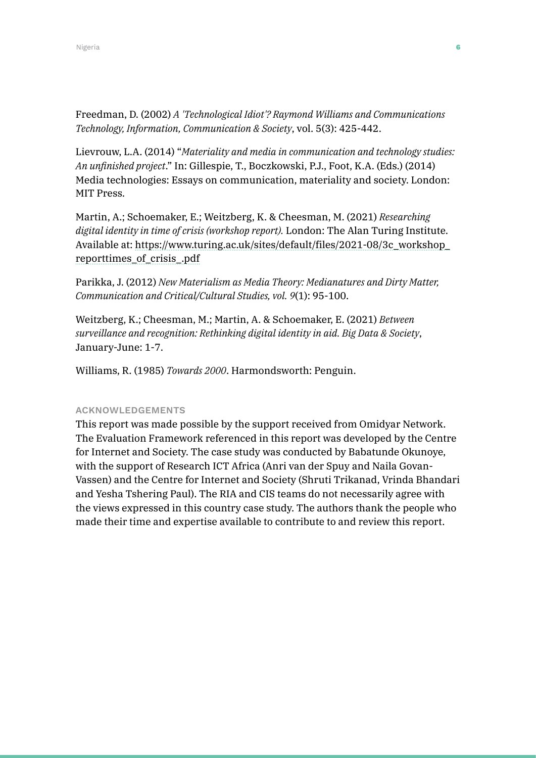Freedman, D. (2002) *A 'Technological Idiot'? Raymond Williams and Communications Technology, Information, Communication & Society*, vol. 5(3): 425-442.

Lievrouw, L.A. (2014) "*Materiality and media in communication and technology studies: An unfinished project*." In: Gillespie, T., Boczkowski, P.J., Foot, K.A. (Eds.) (2014) Media technologies: Essays on communication, materiality and society. London: MIT Press.

Martin, A.; Schoemaker, E.; Weitzberg, K. & Cheesman, M. (2021) *Researching digital identity in time of crisis (workshop report).* London: The Alan Turing Institute. Available at: https://www.turing.ac.uk/sites/default/files/2021-08/3c_workshop_reporttimes_of_crisis_.pdf

Parikka, J. (2012) *New Materialism as Media Theory: Medianatures and Dirty Matter, Communication and Critical/Cultural Studies, vol. 9*(1): 95-100.

Weitzberg, K.; Cheesman, M.; Martin, A. & Schoemaker, E. (2021) *Between surveillance and recognition: Rethinking digital identity in aid. Big Data & Society*, January-June: 1-7.

Williams, R. (1985) *Towards 2000*. Harmondsworth: Penguin.

#### ACKNOWLEDGEMENTS

This report was made possible by the support received from Omidyar Network. The Evaluation Framework referenced in this report was developed by the Centre for Internet and Society. The case study was conducted by Babatunde Okunoye, with the support of Research ICT Africa (Anri van der Spuy and Naila Govan-Vassen) and the Centre for Internet and Society (Shruti Trikanad, Vrinda Bhandari and Yesha Tshering Paul). The RIA and CIS teams do not necessarily agree with the views expressed in this country case study. The authors thank the people who made their time and expertise available to contribute to and review this report.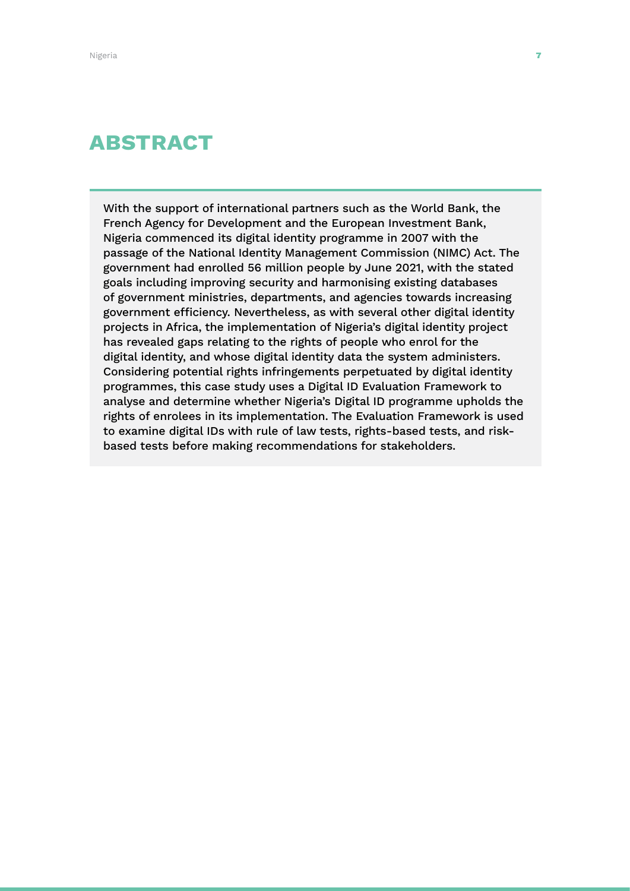# ABSTRACT

With the support of international partners such as the World Bank, the French Agency for Development and the European Investment Bank, Nigeria commenced its digital identity programme in 2007 with the passage of the National Identity Management Commission (NIMC) Act. The government had enrolled 56 million people by June 2021, with the stated goals including improving security and harmonising existing databases of government ministries, departments, and agencies towards increasing government efficiency. Nevertheless, as with several other digital identity projects in Africa, the implementation of Nigeria's digital identity project has revealed gaps relating to the rights of people who enrol for the digital identity, and whose digital identity data the system administers. Considering potential rights infringements perpetuated by digital identity programmes, this case study uses a Digital ID Evaluation Framework to analyse and determine whether Nigeria's Digital ID programme upholds the rights of enrolees in its implementation. The Evaluation Framework is used to examine digital IDs with rule of law tests, rights-based tests, and risk-based tests before making recommendations for stakeholders.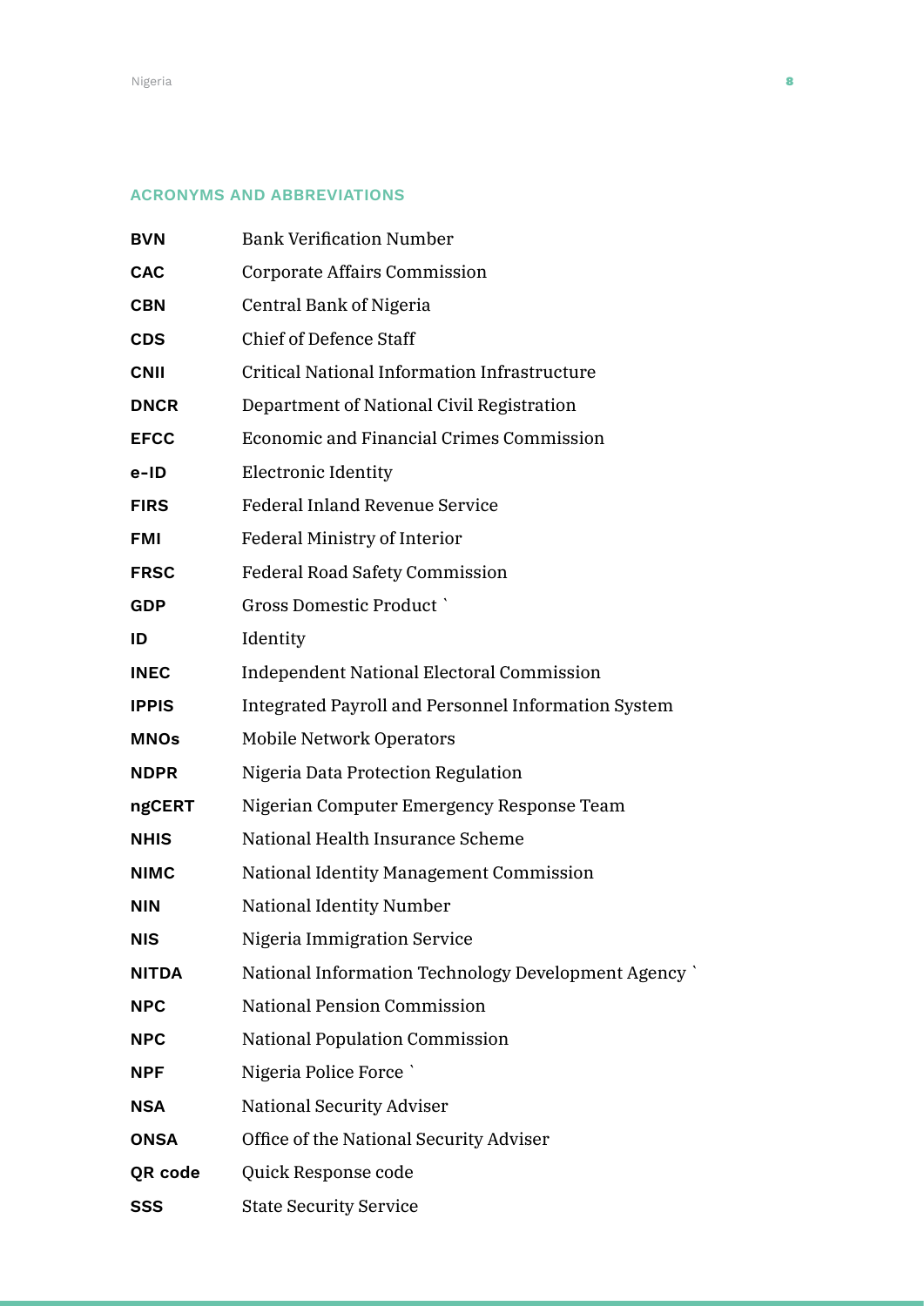## ACRONYMS AND ABBREVIATIONS

| | |
|---|---|
| **BVN** | Bank Verification Number |
| **CAC** | Corporate Affairs Commission |
| **CBN** | Central Bank of Nigeria |
| **CDS** | Chief of Defence Staff |
| **CNII** | Critical National Information Infrastructure |
| **DNCR** | Department of National Civil Registration |
| **EFCC** | Economic and Financial Crimes Commission |
| **e-ID** | Electronic Identity |
| **FIRS** | Federal Inland Revenue Service |
| **FMI** | Federal Ministry of Interior |
| **FRSC** | Federal Road Safety Commission |
| **GDP** | Gross Domestic Product ` |
| **ID** | Identity |
| **INEC** | Independent National Electoral Commission |
| **IPPIS** | Integrated Payroll and Personnel Information System |
| **MNOs** | Mobile Network Operators |
| **NDPR** | Nigeria Data Protection Regulation |
| **ngCERT** | Nigerian Computer Emergency Response Team |
| **NHIS** | National Health Insurance Scheme |
| **NIMC** | National Identity Management Commission |
| **NIN** | National Identity Number |
| **NIS** | Nigeria Immigration Service |
| **NITDA** | National Information Technology Development Agency ` |
| **NPC** | National Pension Commission |
| **NPC** | National Population Commission |
| **NPF** | Nigeria Police Force ` |
| **NSA** | National Security Adviser |
| **ONSA** | Office of the National Security Adviser |
| **QR code** | Quick Response code |
| **SSS** | State Security Service |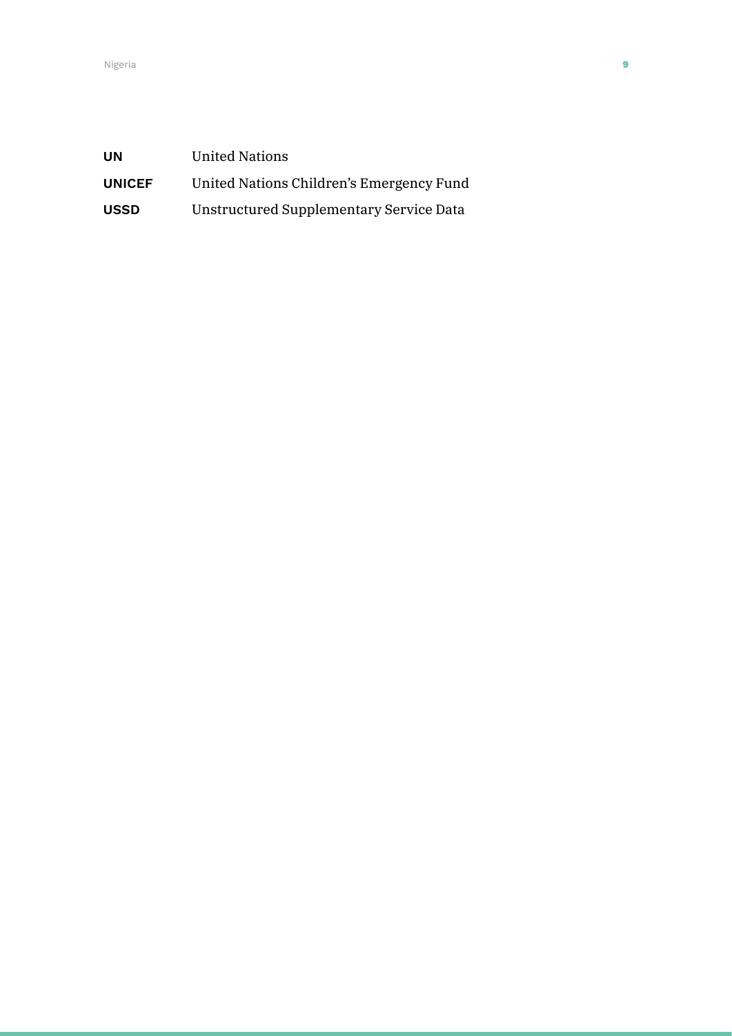**UN** United Nations

**UNICEF** United Nations Children's Emergency Fund

**USSD** Unstructured Supplementary Service Data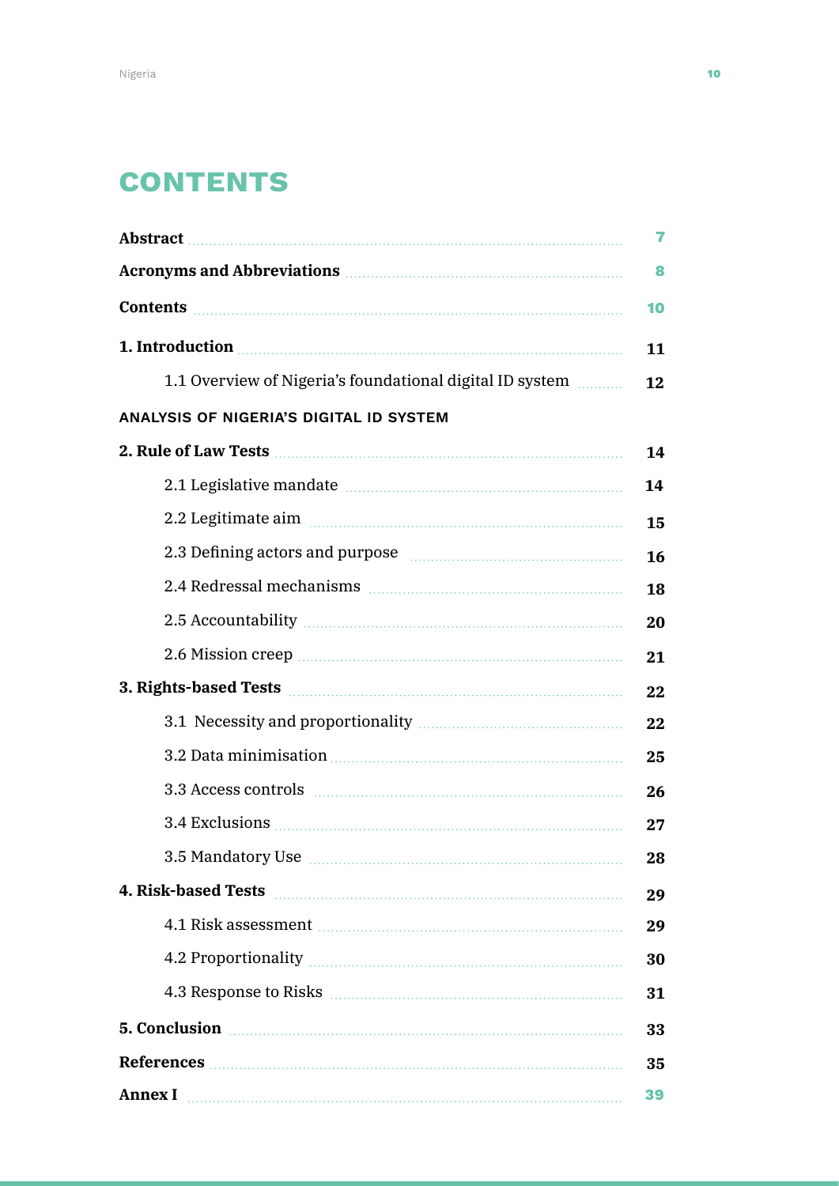# CONTENTS

**Abstract** ..... 7

**Acronyms and Abbreviations** ..... 8

**Contents** ..... 10

**1. Introduction** ..... 11

- 1.1 Overview of Nigeria's foundational digital ID system ..... 12

ANALYSIS OF NIGERIA'S DIGITAL ID SYSTEM

**2. Rule of Law Tests** ..... 14

- 2.1 Legislative mandate ..... 14
- 2.2 Legitimate aim ..... 15
- 2.3 Defining actors and purpose ..... 16
- 2.4 Redressal mechanisms ..... 18
- 2.5 Accountability ..... 20
- 2.6 Mission creep ..... 21

**3. Rights-based Tests** ..... 22

- 3.1 Necessity and proportionality ..... 22
- 3.2 Data minimisation ..... 25
- 3.3 Access controls ..... 26
- 3.4 Exclusions ..... 27
- 3.5 Mandatory Use ..... 28

**4. Risk-based Tests** ..... 29

- 4.1 Risk assessment ..... 29
- 4.2 Proportionality ..... 30
- 4.3 Response to Risks ..... 31

**5. Conclusion** ..... 33

**References** ..... 35

**Annex I** ..... 39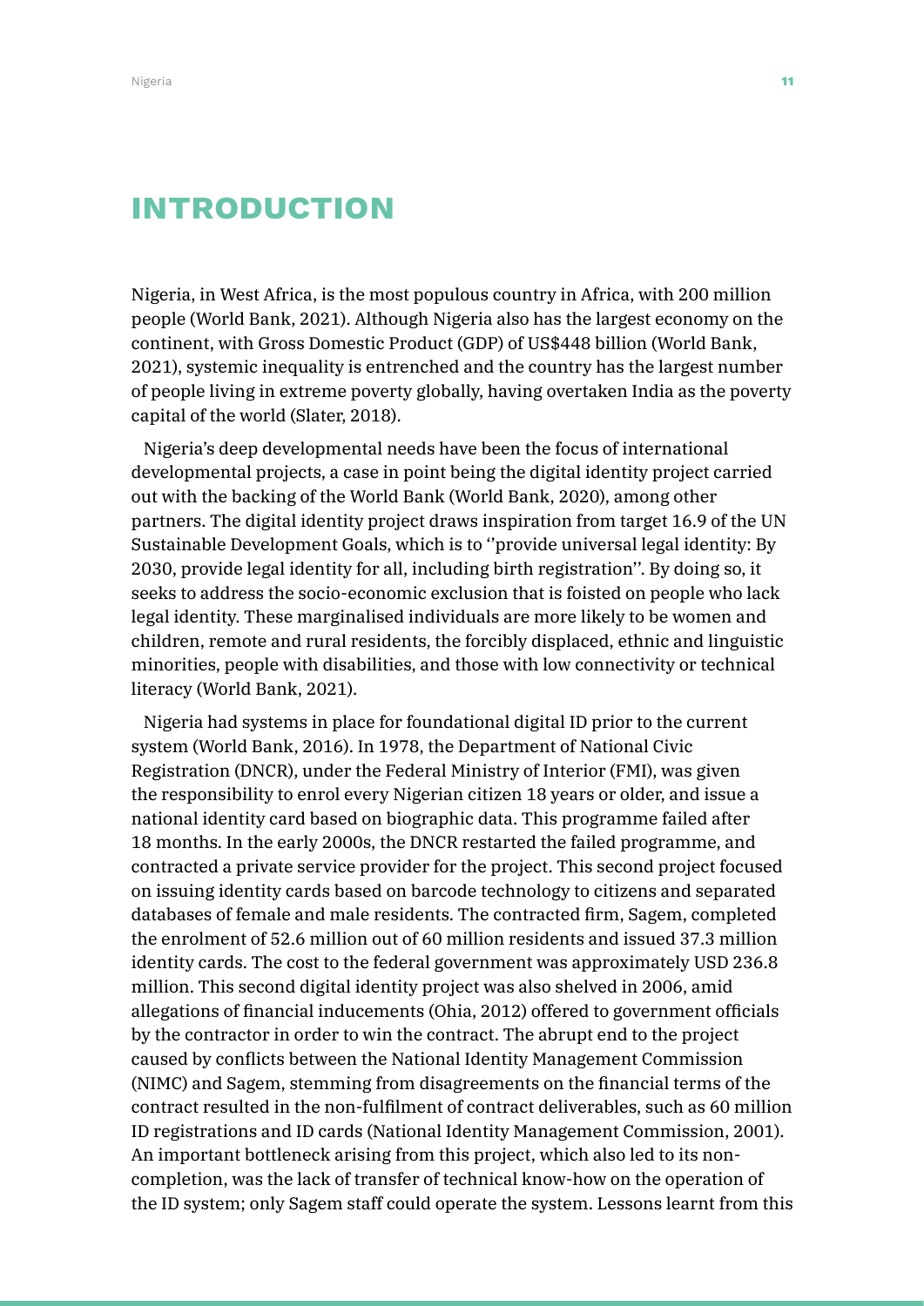# INTRODUCTION

Nigeria, in West Africa, is the most populous country in Africa, with 200 million people (World Bank, 2021). Although Nigeria also has the largest economy on the continent, with Gross Domestic Product (GDP) of US$448 billion (World Bank, 2021), systemic inequality is entrenched and the country has the largest number of people living in extreme poverty globally, having overtaken India as the poverty capital of the world (Slater, 2018).

Nigeria's deep developmental needs have been the focus of international developmental projects, a case in point being the digital identity project carried out with the backing of the World Bank (World Bank, 2020), among other partners. The digital identity project draws inspiration from target 16.9 of the UN Sustainable Development Goals, which is to ''provide universal legal identity: By 2030, provide legal identity for all, including birth registration''. By doing so, it seeks to address the socio-economic exclusion that is foisted on people who lack legal identity. These marginalised individuals are more likely to be women and children, remote and rural residents, the forcibly displaced, ethnic and linguistic minorities, people with disabilities, and those with low connectivity or technical literacy (World Bank, 2021).

Nigeria had systems in place for foundational digital ID prior to the current system (World Bank, 2016). In 1978, the Department of National Civic Registration (DNCR), under the Federal Ministry of Interior (FMI), was given the responsibility to enrol every Nigerian citizen 18 years or older, and issue a national identity card based on biographic data. This programme failed after 18 months. In the early 2000s, the DNCR restarted the failed programme, and contracted a private service provider for the project. This second project focused on issuing identity cards based on barcode technology to citizens and separated databases of female and male residents. The contracted firm, Sagem, completed the enrolment of 52.6 million out of 60 million residents and issued 37.3 million identity cards. The cost to the federal government was approximately USD 236.8 million. This second digital identity project was also shelved in 2006, amid allegations of financial inducements (Ohia, 2012) offered to government officials by the contractor in order to win the contract. The abrupt end to the project caused by conflicts between the National Identity Management Commission (NIMC) and Sagem, stemming from disagreements on the financial terms of the contract resulted in the non-fulfilment of contract deliverables, such as 60 million ID registrations and ID cards (National Identity Management Commission, 2001). An important bottleneck arising from this project, which also led to its non-completion, was the lack of transfer of technical know-how on the operation of the ID system; only Sagem staff could operate the system. Lessons learnt from this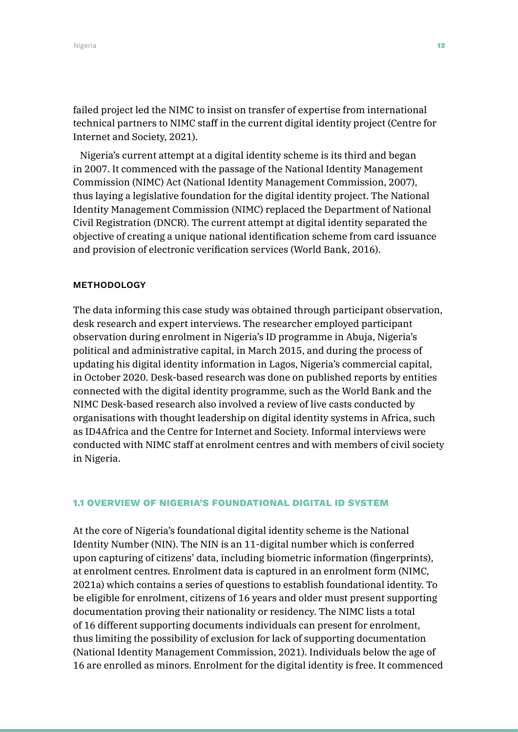failed project led the NIMC to insist on transfer of expertise from international technical partners to NIMC staff in the current digital identity project (Centre for Internet and Society, 2021).

Nigeria's current attempt at a digital identity scheme is its third and began in 2007. It commenced with the passage of the National Identity Management Commission (NIMC) Act (National Identity Management Commission, 2007), thus laying a legislative foundation for the digital identity project. The National Identity Management Commission (NIMC) replaced the Department of National Civil Registration (DNCR). The current attempt at digital identity separated the objective of creating a unique national identification scheme from card issuance and provision of electronic verification services (World Bank, 2016).

### METHODOLOGY

The data informing this case study was obtained through participant observation, desk research and expert interviews. The researcher employed participant observation during enrolment in Nigeria's ID programme in Abuja, Nigeria's political and administrative capital, in March 2015, and during the process of updating his digital identity information in Lagos, Nigeria's commercial capital, in October 2020. Desk-based research was done on published reports by entities connected with the digital identity programme, such as the World Bank and the NIMC Desk-based research also involved a review of live casts conducted by organisations with thought leadership on digital identity systems in Africa, such as ID4Africa and the Centre for Internet and Society. Informal interviews were conducted with NIMC staff at enrolment centres and with members of civil society in Nigeria.

## 1.1 OVERVIEW OF NIGERIA'S FOUNDATIONAL DIGITAL ID SYSTEM

At the core of Nigeria's foundational digital identity scheme is the National Identity Number (NIN). The NIN is an 11-digital number which is conferred upon capturing of citizens' data, including biometric information (fingerprints), at enrolment centres. Enrolment data is captured in an enrolment form (NIMC, 2021a) which contains a series of questions to establish foundational identity. To be eligible for enrolment, citizens of 16 years and older must present supporting documentation proving their nationality or residency. The NIMC lists a total of 16 different supporting documents individuals can present for enrolment, thus limiting the possibility of exclusion for lack of supporting documentation (National Identity Management Commission, 2021). Individuals below the age of 16 are enrolled as minors. Enrolment for the digital identity is free. It commenced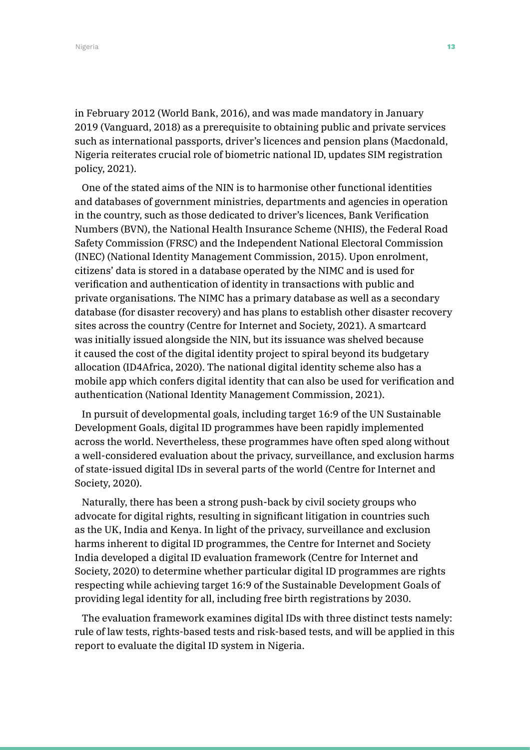in February 2012 (World Bank, 2016), and was made mandatory in January 2019 (Vanguard, 2018) as a prerequisite to obtaining public and private services such as international passports, driver's licences and pension plans (Macdonald, Nigeria reiterates crucial role of biometric national ID, updates SIM registration policy, 2021).

One of the stated aims of the NIN is to harmonise other functional identities and databases of government ministries, departments and agencies in operation in the country, such as those dedicated to driver's licences, Bank Verification Numbers (BVN), the National Health Insurance Scheme (NHIS), the Federal Road Safety Commission (FRSC) and the Independent National Electoral Commission (INEC) (National Identity Management Commission, 2015). Upon enrolment, citizens' data is stored in a database operated by the NIMC and is used for verification and authentication of identity in transactions with public and private organisations. The NIMC has a primary database as well as a secondary database (for disaster recovery) and has plans to establish other disaster recovery sites across the country (Centre for Internet and Society, 2021). A smartcard was initially issued alongside the NIN, but its issuance was shelved because it caused the cost of the digital identity project to spiral beyond its budgetary allocation (ID4Africa, 2020). The national digital identity scheme also has a mobile app which confers digital identity that can also be used for verification and authentication (National Identity Management Commission, 2021).

In pursuit of developmental goals, including target 16:9 of the UN Sustainable Development Goals, digital ID programmes have been rapidly implemented across the world. Nevertheless, these programmes have often sped along without a well-considered evaluation about the privacy, surveillance, and exclusion harms of state-issued digital IDs in several parts of the world (Centre for Internet and Society, 2020).

Naturally, there has been a strong push-back by civil society groups who advocate for digital rights, resulting in significant litigation in countries such as the UK, India and Kenya. In light of the privacy, surveillance and exclusion harms inherent to digital ID programmes, the Centre for Internet and Society India developed a digital ID evaluation framework (Centre for Internet and Society, 2020) to determine whether particular digital ID programmes are rights respecting while achieving target 16:9 of the Sustainable Development Goals of providing legal identity for all, including free birth registrations by 2030.

The evaluation framework examines digital IDs with three distinct tests namely: rule of law tests, rights-based tests and risk-based tests, and will be applied in this report to evaluate the digital ID system in Nigeria.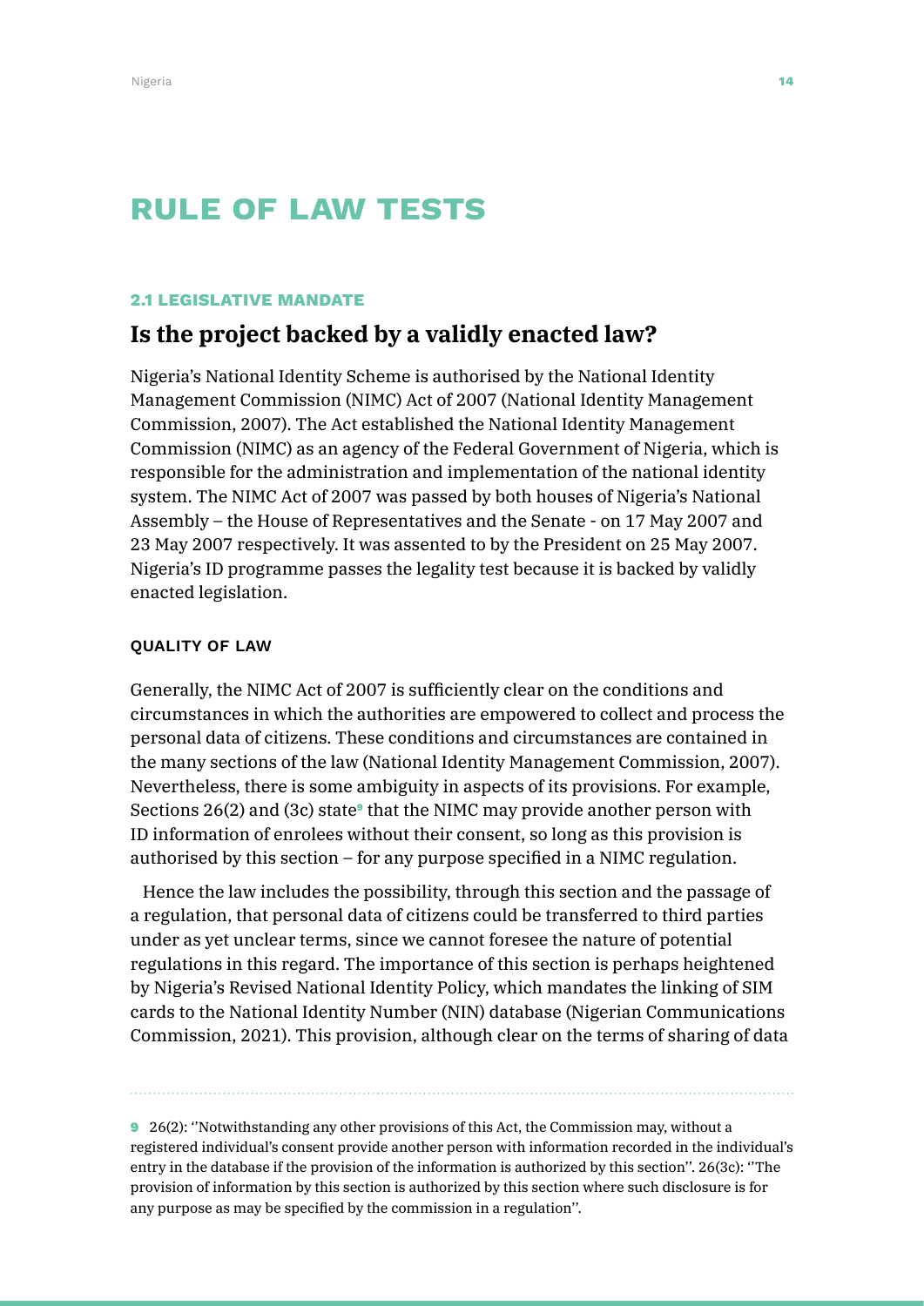# RULE OF LAW TESTS

### 2.1 LEGISLATIVE MANDATE

## Is the project backed by a validly enacted law?

Nigeria's National Identity Scheme is authorised by the National Identity Management Commission (NIMC) Act of 2007 (National Identity Management Commission, 2007). The Act established the National Identity Management Commission (NIMC) as an agency of the Federal Government of Nigeria, which is responsible for the administration and implementation of the national identity system. The NIMC Act of 2007 was passed by both houses of Nigeria's National Assembly – the House of Representatives and the Senate - on 17 May 2007 and 23 May 2007 respectively. It was assented to by the President on 25 May 2007. Nigeria's ID programme passes the legality test because it is backed by validly enacted legislation.

#### QUALITY OF LAW

Generally, the NIMC Act of 2007 is sufficiently clear on the conditions and circumstances in which the authorities are empowered to collect and process the personal data of citizens. These conditions and circumstances are contained in the many sections of the law (National Identity Management Commission, 2007). Nevertheless, there is some ambiguity in aspects of its provisions. For example, Sections 26(2) and (3c) state[9] that the NIMC may provide another person with ID information of enrolees without their consent, so long as this provision is authorised by this section – for any purpose specified in a NIMC regulation.

Hence the law includes the possibility, through this section and the passage of a regulation, that personal data of citizens could be transferred to third parties under as yet unclear terms, since we cannot foresee the nature of potential regulations in this regard. The importance of this section is perhaps heightened by Nigeria's Revised National Identity Policy, which mandates the linking of SIM cards to the National Identity Number (NIN) database (Nigerian Communications Commission, 2021). This provision, although clear on the terms of sharing of data

---

[9] 26(2): ''Notwithstanding any other provisions of this Act, the Commission may, without a registered individual's consent provide another person with information recorded in the individual's entry in the database if the provision of the information is authorized by this section''. 26(3c): ''The provision of information by this section is authorized by this section where such disclosure is for any purpose as may be specified by the commission in a regulation''.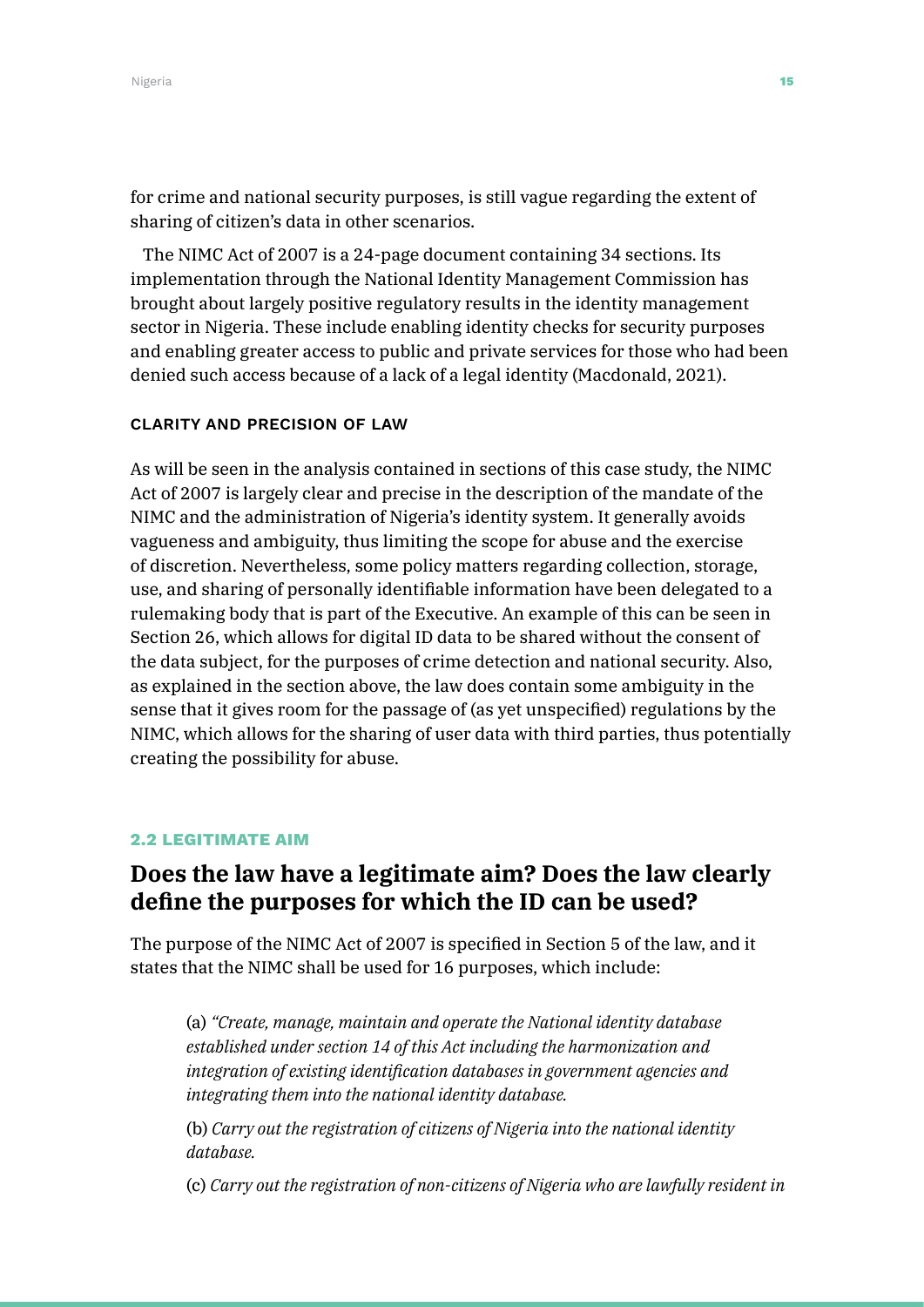for crime and national security purposes, is still vague regarding the extent of sharing of citizen's data in other scenarios.

The NIMC Act of 2007 is a 24-page document containing 34 sections. Its implementation through the National Identity Management Commission has brought about largely positive regulatory results in the identity management sector in Nigeria. These include enabling identity checks for security purposes and enabling greater access to public and private services for those who had been denied such access because of a lack of a legal identity (Macdonald, 2021).

#### CLARITY AND PRECISION OF LAW

As will be seen in the analysis contained in sections of this case study, the NIMC Act of 2007 is largely clear and precise in the description of the mandate of the NIMC and the administration of Nigeria's identity system. It generally avoids vagueness and ambiguity, thus limiting the scope for abuse and the exercise of discretion. Nevertheless, some policy matters regarding collection, storage, use, and sharing of personally identifiable information have been delegated to a rulemaking body that is part of the Executive. An example of this can be seen in Section 26, which allows for digital ID data to be shared without the consent of the data subject, for the purposes of crime detection and national security. Also, as explained in the section above, the law does contain some ambiguity in the sense that it gives room for the passage of (as yet unspecified) regulations by the NIMC, which allows for the sharing of user data with third parties, thus potentially creating the possibility for abuse.

### 2.2 LEGITIMATE AIM

## Does the law have a legitimate aim? Does the law clearly define the purposes for which the ID can be used?

The purpose of the NIMC Act of 2007 is specified in Section 5 of the law, and it states that the NIMC shall be used for 16 purposes, which include:

> (a) *"Create, manage, maintain and operate the National identity database established under section 14 of this Act including the harmonization and integration of existing identification databases in government agencies and integrating them into the national identity database.*
>
> (b) *Carry out the registration of citizens of Nigeria into the national identity database.*
>
> (c) *Carry out the registration of non-citizens of Nigeria who are lawfully resident in*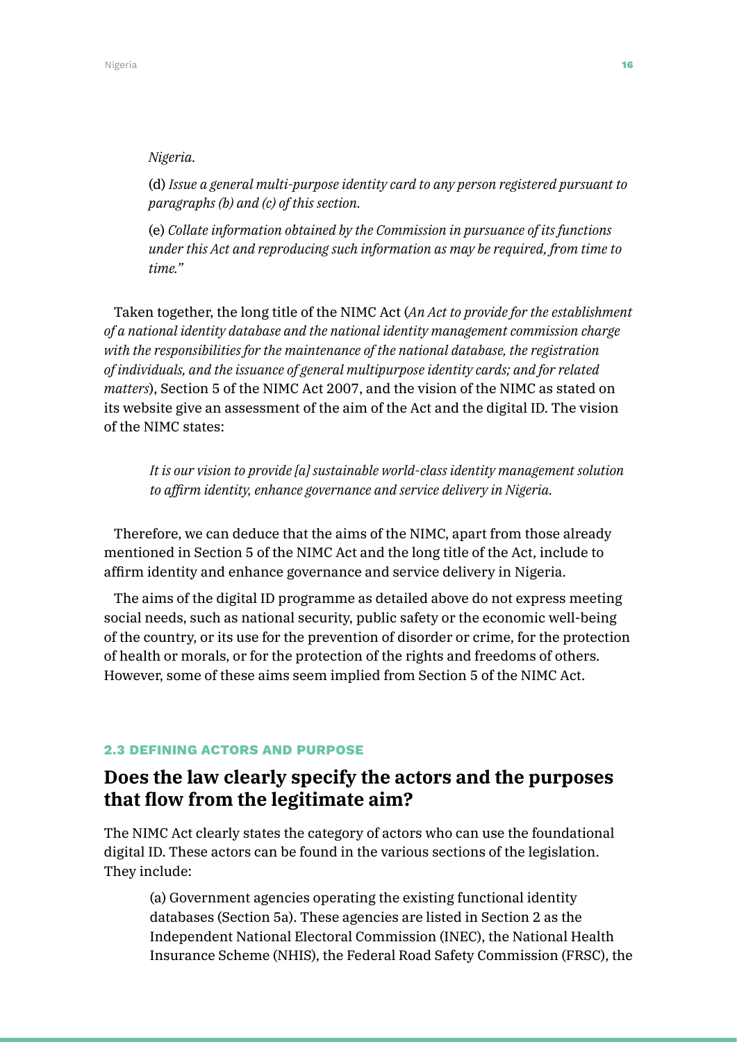*Nigeria.*

(d) *Issue a general multi-purpose identity card to any person registered pursuant to paragraphs (b) and (c) of this section.*

(e) *Collate information obtained by the Commission in pursuance of its functions under this Act and reproducing such information as may be required, from time to time."*

Taken together, the long title of the NIMC Act (*An Act to provide for the establishment of a national identity database and the national identity management commission charge with the responsibilities for the maintenance of the national database, the registration of individuals, and the issuance of general multipurpose identity cards; and for related matters*), Section 5 of the NIMC Act 2007, and the vision of the NIMC as stated on its website give an assessment of the aim of the Act and the digital ID. The vision of the NIMC states:

> *It is our vision to provide [a] sustainable world-class identity management solution to affirm identity, enhance governance and service delivery in Nigeria.*

Therefore, we can deduce that the aims of the NIMC, apart from those already mentioned in Section 5 of the NIMC Act and the long title of the Act, include to affirm identity and enhance governance and service delivery in Nigeria.

The aims of the digital ID programme as detailed above do not express meeting social needs, such as national security, public safety or the economic well-being of the country, or its use for the prevention of disorder or crime, for the protection of health or morals, or for the protection of the rights and freedoms of others. However, some of these aims seem implied from Section 5 of the NIMC Act.

### 2.3 DEFINING ACTORS AND PURPOSE

## Does the law clearly specify the actors and the purposes that flow from the legitimate aim?

The NIMC Act clearly states the category of actors who can use the foundational digital ID. These actors can be found in the various sections of the legislation. They include:

(a) Government agencies operating the existing functional identity databases (Section 5a). These agencies are listed in Section 2 as the Independent National Electoral Commission (INEC), the National Health Insurance Scheme (NHIS), the Federal Road Safety Commission (FRSC), the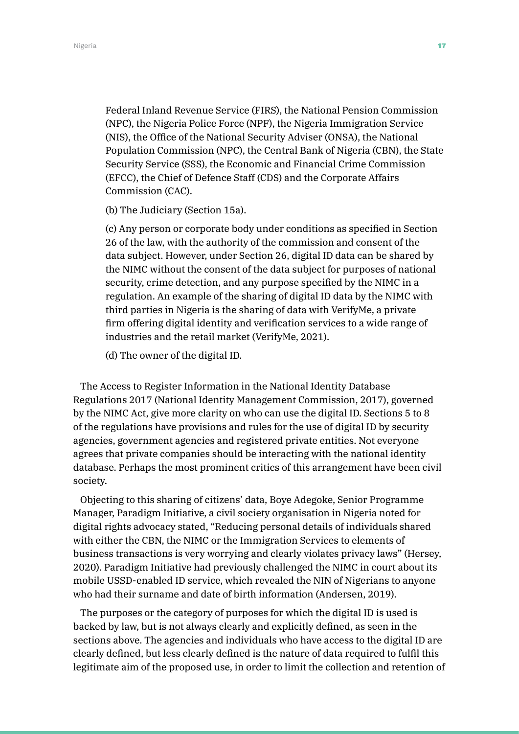Federal Inland Revenue Service (FIRS), the National Pension Commission (NPC), the Nigeria Police Force (NPF), the Nigeria Immigration Service (NIS), the Office of the National Security Adviser (ONSA), the National Population Commission (NPC), the Central Bank of Nigeria (CBN), the State Security Service (SSS), the Economic and Financial Crime Commission (EFCC), the Chief of Defence Staff (CDS) and the Corporate Affairs Commission (CAC).

(b) The Judiciary (Section 15a).

(c) Any person or corporate body under conditions as specified in Section 26 of the law, with the authority of the commission and consent of the data subject. However, under Section 26, digital ID data can be shared by the NIMC without the consent of the data subject for purposes of national security, crime detection, and any purpose specified by the NIMC in a regulation. An example of the sharing of digital ID data by the NIMC with third parties in Nigeria is the sharing of data with VerifyMe, a private firm offering digital identity and verification services to a wide range of industries and the retail market (VerifyMe, 2021).

(d) The owner of the digital ID.

The Access to Register Information in the National Identity Database Regulations 2017 (National Identity Management Commission, 2017), governed by the NIMC Act, give more clarity on who can use the digital ID. Sections 5 to 8 of the regulations have provisions and rules for the use of digital ID by security agencies, government agencies and registered private entities. Not everyone agrees that private companies should be interacting with the national identity database. Perhaps the most prominent critics of this arrangement have been civil society.

Objecting to this sharing of citizens' data, Boye Adegoke, Senior Programme Manager, Paradigm Initiative, a civil society organisation in Nigeria noted for digital rights advocacy stated, "Reducing personal details of individuals shared with either the CBN, the NIMC or the Immigration Services to elements of business transactions is very worrying and clearly violates privacy laws" (Hersey, 2020). Paradigm Initiative had previously challenged the NIMC in court about its mobile USSD-enabled ID service, which revealed the NIN of Nigerians to anyone who had their surname and date of birth information (Andersen, 2019).

The purposes or the category of purposes for which the digital ID is used is backed by law, but is not always clearly and explicitly defined, as seen in the sections above. The agencies and individuals who have access to the digital ID are clearly defined, but less clearly defined is the nature of data required to fulfil this legitimate aim of the proposed use, in order to limit the collection and retention of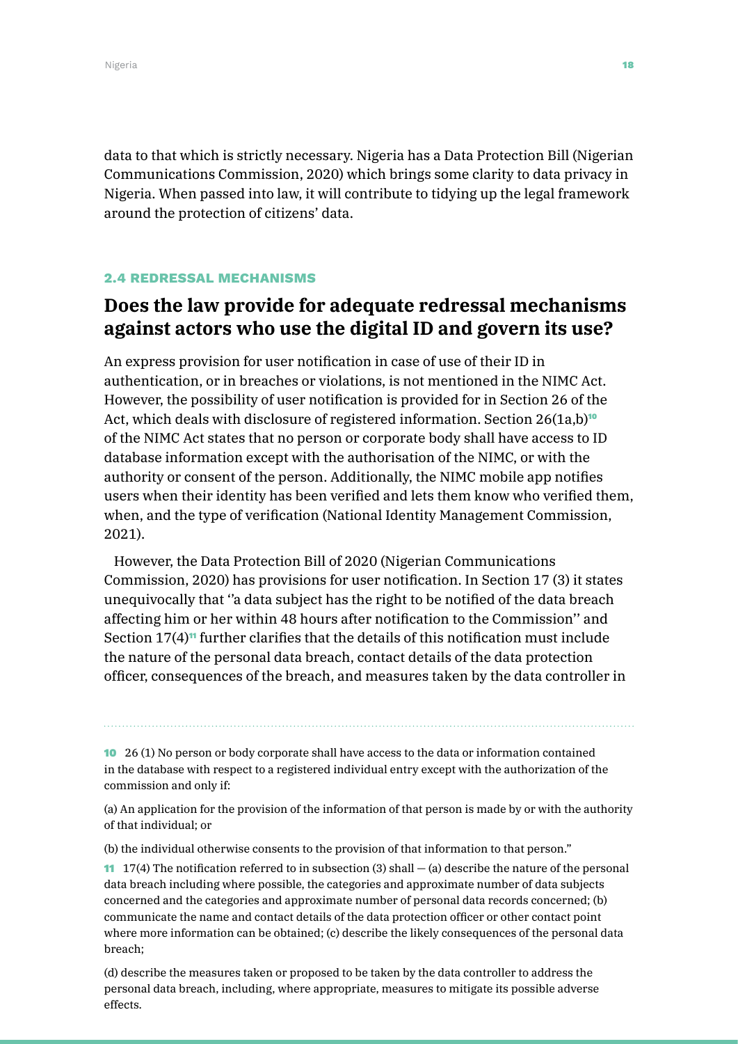data to that which is strictly necessary. Nigeria has a Data Protection Bill (Nigerian Communications Commission, 2020) which brings some clarity to data privacy in Nigeria. When passed into law, it will contribute to tidying up the legal framework around the protection of citizens' data.

### 2.4 REDRESSAL MECHANISMS

## Does the law provide for adequate redressal mechanisms against actors who use the digital ID and govern its use?

An express provision for user notification in case of use of their ID in authentication, or in breaches or violations, is not mentioned in the NIMC Act. However, the possibility of user notification is provided for in Section 26 of the Act, which deals with disclosure of registered information. Section 26(1a,b)[10] of the NIMC Act states that no person or corporate body shall have access to ID database information except with the authorisation of the NIMC, or with the authority or consent of the person. Additionally, the NIMC mobile app notifies users when their identity has been verified and lets them know who verified them, when, and the type of verification (National Identity Management Commission, 2021).

However, the Data Protection Bill of 2020 (Nigerian Communications Commission, 2020) has provisions for user notification. In Section 17 (3) it states unequivocally that ''a data subject has the right to be notified of the data breach affecting him or her within 48 hours after notification to the Commission'' and Section 17(4)[11] further clarifies that the details of this notification must include the nature of the personal data breach, contact details of the data protection officer, consequences of the breach, and measures taken by the data controller in

---

[10] 26 (1) No person or body corporate shall have access to the data or information contained in the database with respect to a registered individual entry except with the authorization of the commission and only if:

(a) An application for the provision of the information of that person is made by or with the authority of that individual; or

(b) the individual otherwise consents to the provision of that information to that person."

[11] 17(4) The notification referred to in subsection (3) shall — (a) describe the nature of the personal data breach including where possible, the categories and approximate number of data subjects concerned and the categories and approximate number of personal data records concerned; (b) communicate the name and contact details of the data protection officer or other contact point where more information can be obtained; (c) describe the likely consequences of the personal data breach;

(d) describe the measures taken or proposed to be taken by the data controller to address the personal data breach, including, where appropriate, measures to mitigate its possible adverse effects.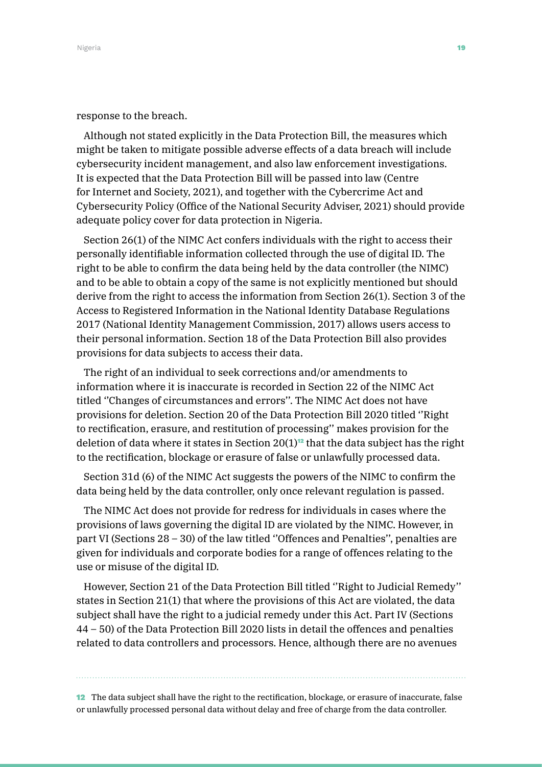response to the breach.

Although not stated explicitly in the Data Protection Bill, the measures which might be taken to mitigate possible adverse effects of a data breach will include cybersecurity incident management, and also law enforcement investigations. It is expected that the Data Protection Bill will be passed into law (Centre for Internet and Society, 2021), and together with the Cybercrime Act and Cybersecurity Policy (Office of the National Security Adviser, 2021) should provide adequate policy cover for data protection in Nigeria.

Section 26(1) of the NIMC Act confers individuals with the right to access their personally identifiable information collected through the use of digital ID. The right to be able to confirm the data being held by the data controller (the NIMC) and to be able to obtain a copy of the same is not explicitly mentioned but should derive from the right to access the information from Section 26(1). Section 3 of the Access to Registered Information in the National Identity Database Regulations 2017 (National Identity Management Commission, 2017) allows users access to their personal information. Section 18 of the Data Protection Bill also provides provisions for data subjects to access their data.

The right of an individual to seek corrections and/or amendments to information where it is inaccurate is recorded in Section 22 of the NIMC Act titled ''Changes of circumstances and errors''. The NIMC Act does not have provisions for deletion. Section 20 of the Data Protection Bill 2020 titled ''Right to rectification, erasure, and restitution of processing'' makes provision for the deletion of data where it states in Section 20(1)[12] that the data subject has the right to the rectification, blockage or erasure of false or unlawfully processed data.

Section 31d (6) of the NIMC Act suggests the powers of the NIMC to confirm the data being held by the data controller, only once relevant regulation is passed.

The NIMC Act does not provide for redress for individuals in cases where the provisions of laws governing the digital ID are violated by the NIMC. However, in part VI (Sections 28 – 30) of the law titled ''Offences and Penalties'', penalties are given for individuals and corporate bodies for a range of offences relating to the use or misuse of the digital ID.

However, Section 21 of the Data Protection Bill titled ''Right to Judicial Remedy'' states in Section 21(1) that where the provisions of this Act are violated, the data subject shall have the right to a judicial remedy under this Act. Part IV (Sections 44 – 50) of the Data Protection Bill 2020 lists in detail the offences and penalties related to data controllers and processors. Hence, although there are no avenues

---

[12] The data subject shall have the right to the rectification, blockage, or erasure of inaccurate, false or unlawfully processed personal data without delay and free of charge from the data controller.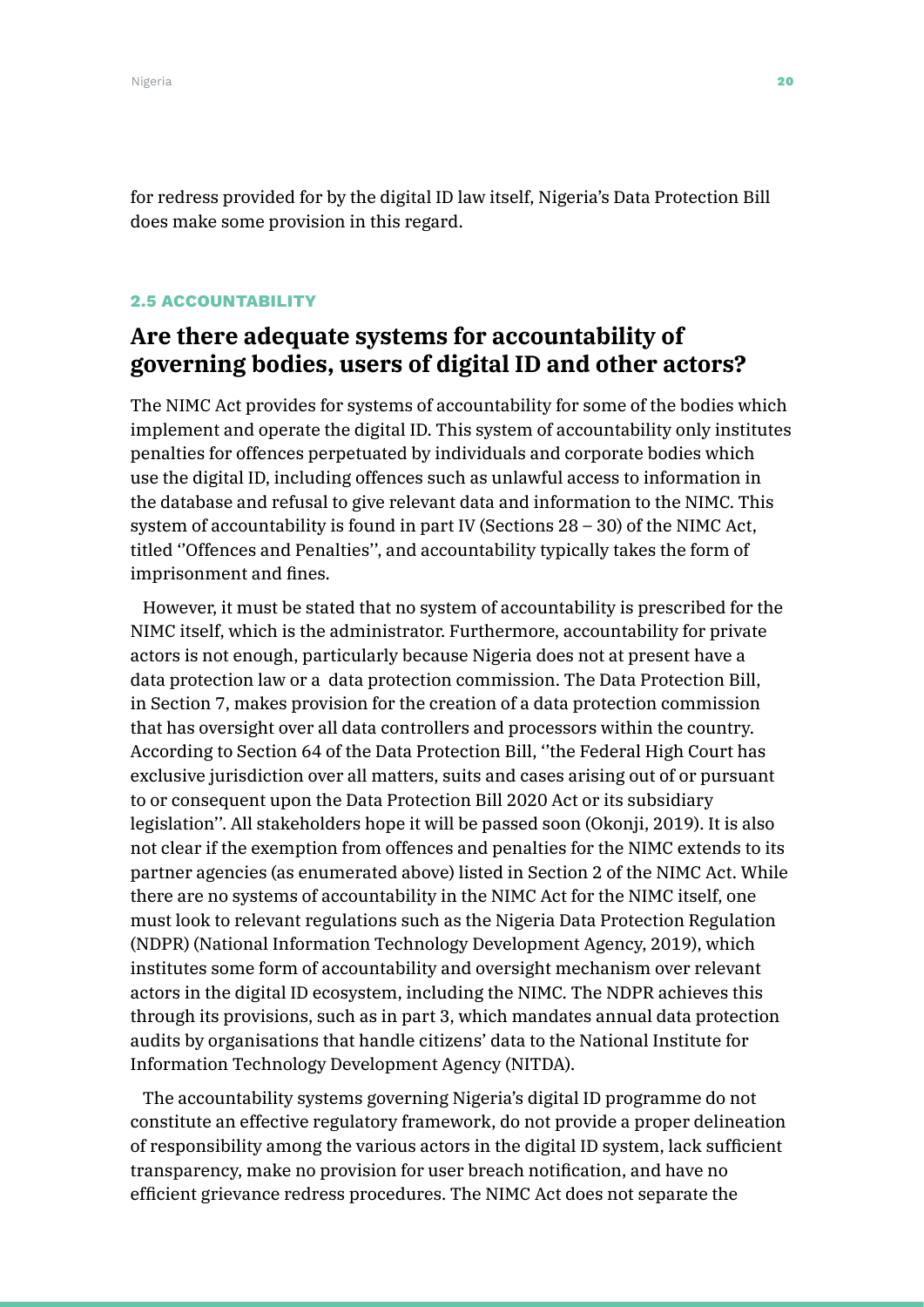for redress provided for by the digital ID law itself, Nigeria's Data Protection Bill does make some provision in this regard.

### 2.5 ACCOUNTABILITY

## Are there adequate systems for accountability of governing bodies, users of digital ID and other actors?

The NIMC Act provides for systems of accountability for some of the bodies which implement and operate the digital ID. This system of accountability only institutes penalties for offences perpetuated by individuals and corporate bodies which use the digital ID, including offences such as unlawful access to information in the database and refusal to give relevant data and information to the NIMC. This system of accountability is found in part IV (Sections 28 – 30) of the NIMC Act, titled ''Offences and Penalties'', and accountability typically takes the form of imprisonment and fines.

However, it must be stated that no system of accountability is prescribed for the NIMC itself, which is the administrator. Furthermore, accountability for private actors is not enough, particularly because Nigeria does not at present have a data protection law or a data protection commission. The Data Protection Bill, in Section 7, makes provision for the creation of a data protection commission that has oversight over all data controllers and processors within the country. According to Section 64 of the Data Protection Bill, ''the Federal High Court has exclusive jurisdiction over all matters, suits and cases arising out of or pursuant to or consequent upon the Data Protection Bill 2020 Act or its subsidiary legislation''. All stakeholders hope it will be passed soon (Okonji, 2019). It is also not clear if the exemption from offences and penalties for the NIMC extends to its partner agencies (as enumerated above) listed in Section 2 of the NIMC Act. While there are no systems of accountability in the NIMC Act for the NIMC itself, one must look to relevant regulations such as the Nigeria Data Protection Regulation (NDPR) (National Information Technology Development Agency, 2019), which institutes some form of accountability and oversight mechanism over relevant actors in the digital ID ecosystem, including the NIMC. The NDPR achieves this through its provisions, such as in part 3, which mandates annual data protection audits by organisations that handle citizens' data to the National Institute for Information Technology Development Agency (NITDA).

The accountability systems governing Nigeria's digital ID programme do not constitute an effective regulatory framework, do not provide a proper delineation of responsibility among the various actors in the digital ID system, lack sufficient transparency, make no provision for user breach notification, and have no efficient grievance redress procedures. The NIMC Act does not separate the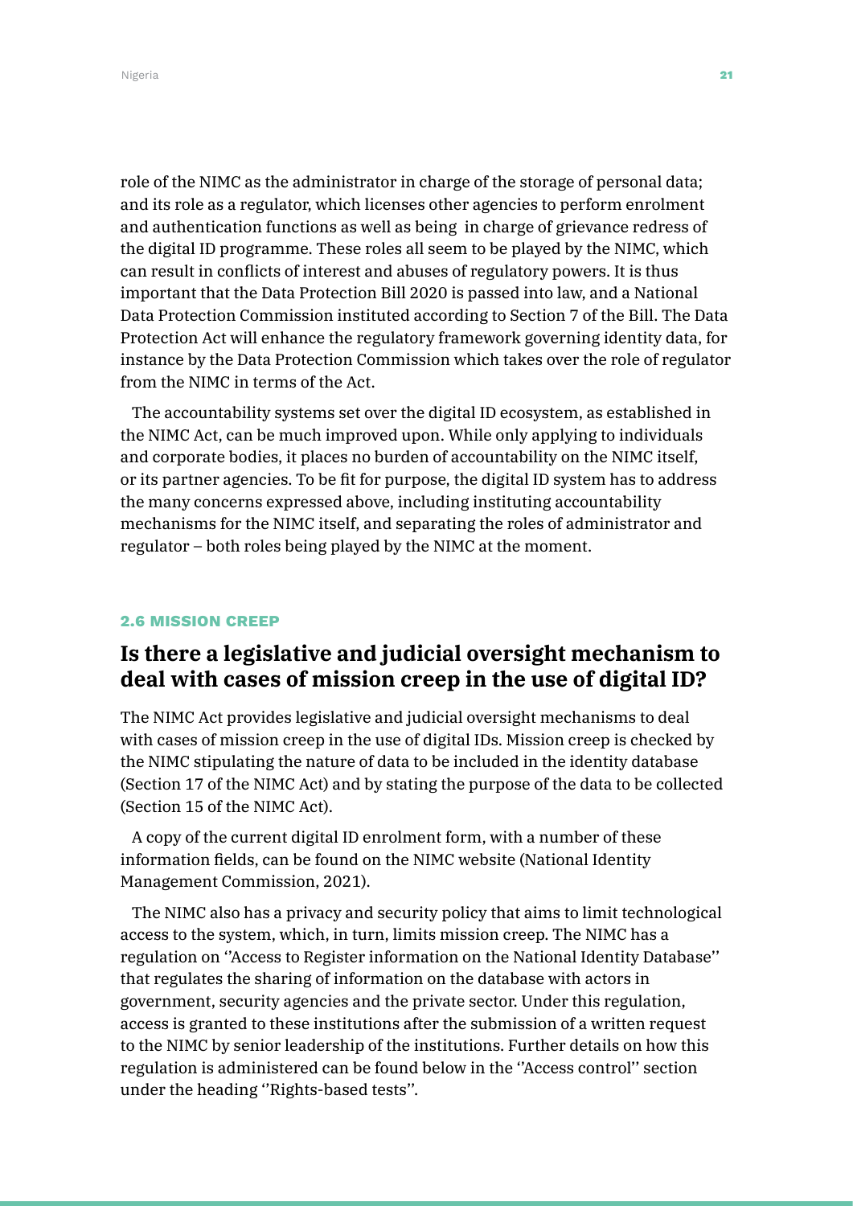role of the NIMC as the administrator in charge of the storage of personal data; and its role as a regulator, which licenses other agencies to perform enrolment and authentication functions as well as being in charge of grievance redress of the digital ID programme. These roles all seem to be played by the NIMC, which can result in conflicts of interest and abuses of regulatory powers. It is thus important that the Data Protection Bill 2020 is passed into law, and a National Data Protection Commission instituted according to Section 7 of the Bill. The Data Protection Act will enhance the regulatory framework governing identity data, for instance by the Data Protection Commission which takes over the role of regulator from the NIMC in terms of the Act.

The accountability systems set over the digital ID ecosystem, as established in the NIMC Act, can be much improved upon. While only applying to individuals and corporate bodies, it places no burden of accountability on the NIMC itself, or its partner agencies. To be fit for purpose, the digital ID system has to address the many concerns expressed above, including instituting accountability mechanisms for the NIMC itself, and separating the roles of administrator and regulator – both roles being played by the NIMC at the moment.

### 2.6 MISSION CREEP

## Is there a legislative and judicial oversight mechanism to deal with cases of mission creep in the use of digital ID?

The NIMC Act provides legislative and judicial oversight mechanisms to deal with cases of mission creep in the use of digital IDs. Mission creep is checked by the NIMC stipulating the nature of data to be included in the identity database (Section 17 of the NIMC Act) and by stating the purpose of the data to be collected (Section 15 of the NIMC Act).

A copy of the current digital ID enrolment form, with a number of these information fields, can be found on the NIMC website (National Identity Management Commission, 2021).

The NIMC also has a privacy and security policy that aims to limit technological access to the system, which, in turn, limits mission creep. The NIMC has a regulation on ''Access to Register information on the National Identity Database'' that regulates the sharing of information on the database with actors in government, security agencies and the private sector. Under this regulation, access is granted to these institutions after the submission of a written request to the NIMC by senior leadership of the institutions. Further details on how this regulation is administered can be found below in the ''Access control'' section under the heading ''Rights-based tests''.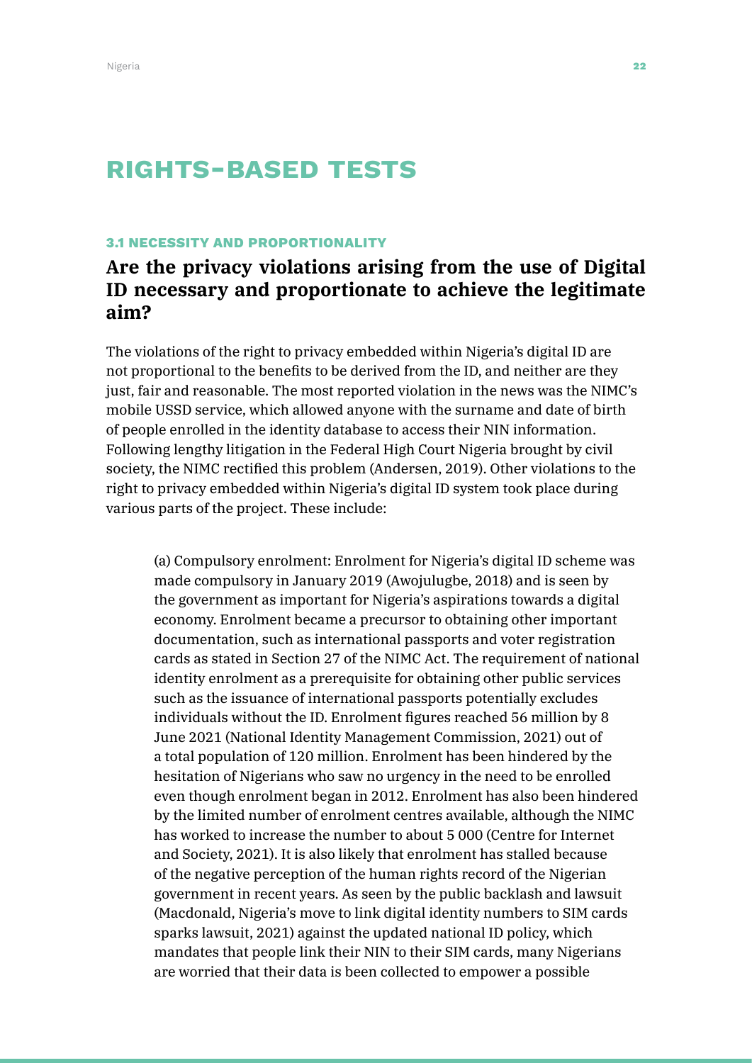# RIGHTS-BASED TESTS

### 3.1 NECESSITY AND PROPORTIONALITY

## Are the privacy violations arising from the use of Digital ID necessary and proportionate to achieve the legitimate aim?

The violations of the right to privacy embedded within Nigeria's digital ID are not proportional to the benefits to be derived from the ID, and neither are they just, fair and reasonable. The most reported violation in the news was the NIMC's mobile USSD service, which allowed anyone with the surname and date of birth of people enrolled in the identity database to access their NIN information. Following lengthy litigation in the Federal High Court Nigeria brought by civil society, the NIMC rectified this problem (Andersen, 2019). Other violations to the right to privacy embedded within Nigeria's digital ID system took place during various parts of the project. These include:

> (a) Compulsory enrolment: Enrolment for Nigeria's digital ID scheme was made compulsory in January 2019 (Awojulugbe, 2018) and is seen by the government as important for Nigeria's aspirations towards a digital economy. Enrolment became a precursor to obtaining other important documentation, such as international passports and voter registration cards as stated in Section 27 of the NIMC Act. The requirement of national identity enrolment as a prerequisite for obtaining other public services such as the issuance of international passports potentially excludes individuals without the ID. Enrolment figures reached 56 million by 8 June 2021 (National Identity Management Commission, 2021) out of a total population of 120 million. Enrolment has been hindered by the hesitation of Nigerians who saw no urgency in the need to be enrolled even though enrolment began in 2012. Enrolment has also been hindered by the limited number of enrolment centres available, although the NIMC has worked to increase the number to about 5 000 (Centre for Internet and Society, 2021). It is also likely that enrolment has stalled because of the negative perception of the human rights record of the Nigerian government in recent years. As seen by the public backlash and lawsuit (Macdonald, Nigeria's move to link digital identity numbers to SIM cards sparks lawsuit, 2021) against the updated national ID policy, which mandates that people link their NIN to their SIM cards, many Nigerians are worried that their data is been collected to empower a possible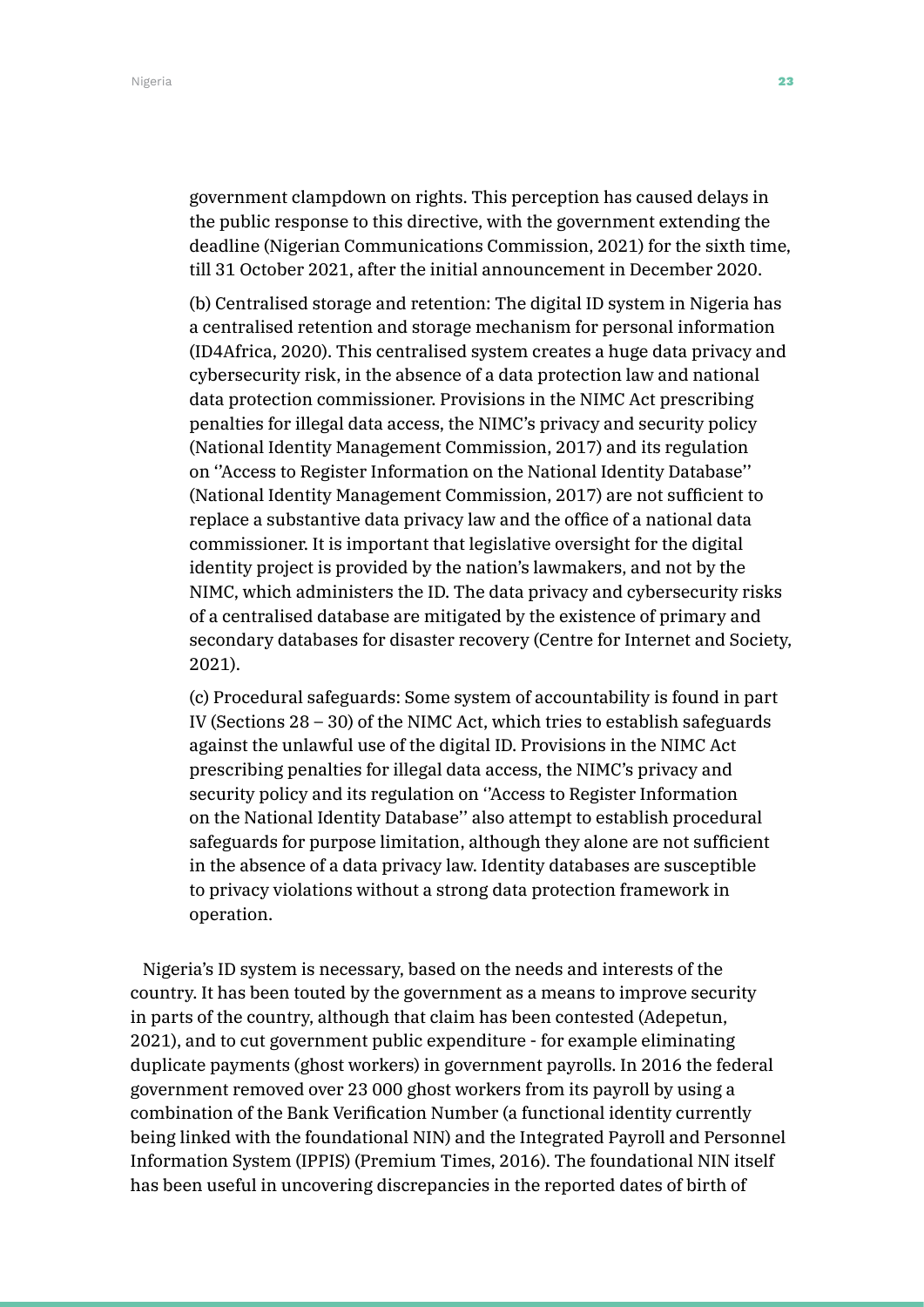government clampdown on rights. This perception has caused delays in the public response to this directive, with the government extending the deadline (Nigerian Communications Commission, 2021) for the sixth time, till 31 October 2021, after the initial announcement in December 2020.

(b) Centralised storage and retention: The digital ID system in Nigeria has a centralised retention and storage mechanism for personal information (ID4Africa, 2020). This centralised system creates a huge data privacy and cybersecurity risk, in the absence of a data protection law and national data protection commissioner. Provisions in the NIMC Act prescribing penalties for illegal data access, the NIMC's privacy and security policy (National Identity Management Commission, 2017) and its regulation on ''Access to Register Information on the National Identity Database'' (National Identity Management Commission, 2017) are not sufficient to replace a substantive data privacy law and the office of a national data commissioner. It is important that legislative oversight for the digital identity project is provided by the nation's lawmakers, and not by the NIMC, which administers the ID. The data privacy and cybersecurity risks of a centralised database are mitigated by the existence of primary and secondary databases for disaster recovery (Centre for Internet and Society, 2021).

(c) Procedural safeguards: Some system of accountability is found in part IV (Sections 28 – 30) of the NIMC Act, which tries to establish safeguards against the unlawful use of the digital ID. Provisions in the NIMC Act prescribing penalties for illegal data access, the NIMC's privacy and security policy and its regulation on ''Access to Register Information on the National Identity Database'' also attempt to establish procedural safeguards for purpose limitation, although they alone are not sufficient in the absence of a data privacy law. Identity databases are susceptible to privacy violations without a strong data protection framework in operation.

Nigeria's ID system is necessary, based on the needs and interests of the country. It has been touted by the government as a means to improve security in parts of the country, although that claim has been contested (Adepetun, 2021), and to cut government public expenditure - for example eliminating duplicate payments (ghost workers) in government payrolls. In 2016 the federal government removed over 23 000 ghost workers from its payroll by using a combination of the Bank Verification Number (a functional identity currently being linked with the foundational NIN) and the Integrated Payroll and Personnel Information System (IPPIS) (Premium Times, 2016). The foundational NIN itself has been useful in uncovering discrepancies in the reported dates of birth of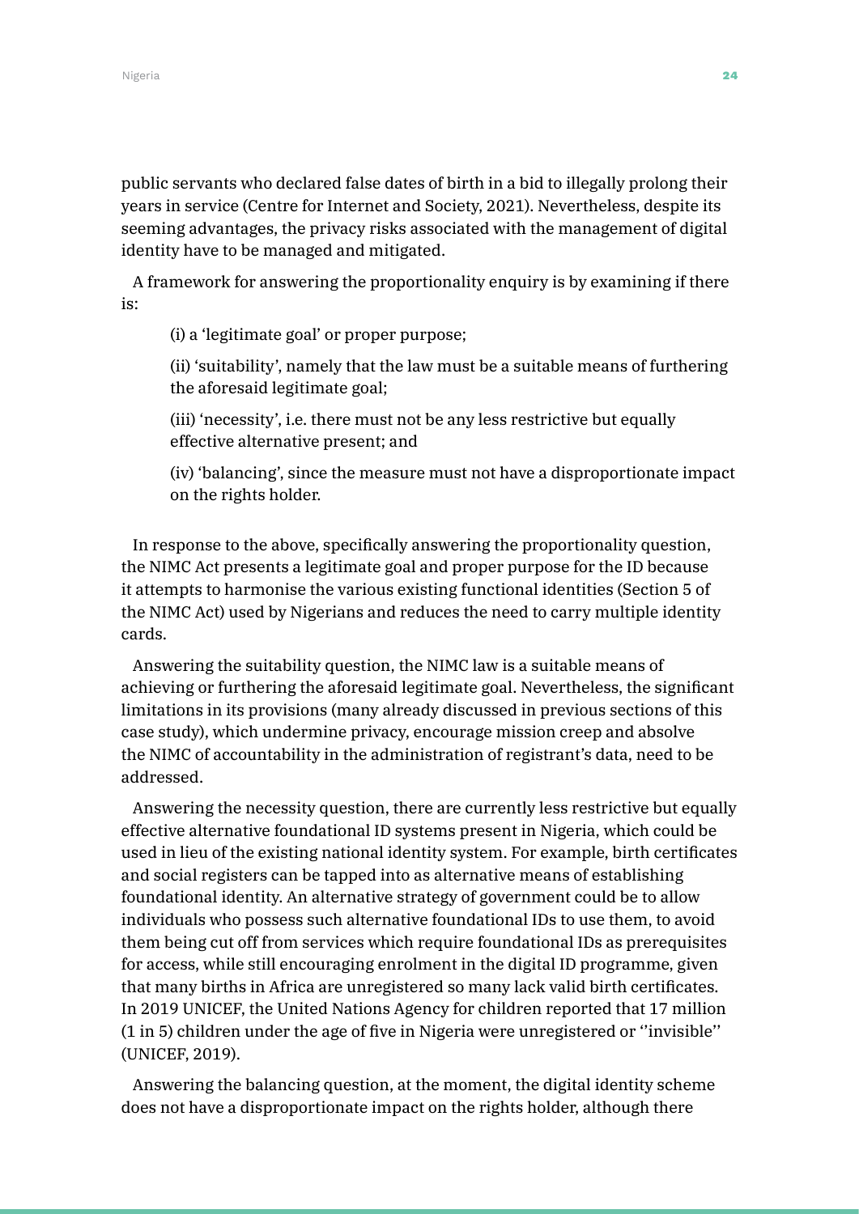public servants who declared false dates of birth in a bid to illegally prolong their years in service (Centre for Internet and Society, 2021). Nevertheless, despite its seeming advantages, the privacy risks associated with the management of digital identity have to be managed and mitigated.

A framework for answering the proportionality enquiry is by examining if there is:

(i) a 'legitimate goal' or proper purpose;

(ii) 'suitability', namely that the law must be a suitable means of furthering the aforesaid legitimate goal;

(iii) 'necessity', i.e. there must not be any less restrictive but equally effective alternative present; and

(iv) 'balancing', since the measure must not have a disproportionate impact on the rights holder.

In response to the above, specifically answering the proportionality question, the NIMC Act presents a legitimate goal and proper purpose for the ID because it attempts to harmonise the various existing functional identities (Section 5 of the NIMC Act) used by Nigerians and reduces the need to carry multiple identity cards.

Answering the suitability question, the NIMC law is a suitable means of achieving or furthering the aforesaid legitimate goal. Nevertheless, the significant limitations in its provisions (many already discussed in previous sections of this case study), which undermine privacy, encourage mission creep and absolve the NIMC of accountability in the administration of registrant's data, need to be addressed.

Answering the necessity question, there are currently less restrictive but equally effective alternative foundational ID systems present in Nigeria, which could be used in lieu of the existing national identity system. For example, birth certificates and social registers can be tapped into as alternative means of establishing foundational identity. An alternative strategy of government could be to allow individuals who possess such alternative foundational IDs to use them, to avoid them being cut off from services which require foundational IDs as prerequisites for access, while still encouraging enrolment in the digital ID programme, given that many births in Africa are unregistered so many lack valid birth certificates. In 2019 UNICEF, the United Nations Agency for children reported that 17 million (1 in 5) children under the age of five in Nigeria were unregistered or ''invisible'' (UNICEF, 2019).

Answering the balancing question, at the moment, the digital identity scheme does not have a disproportionate impact on the rights holder, although there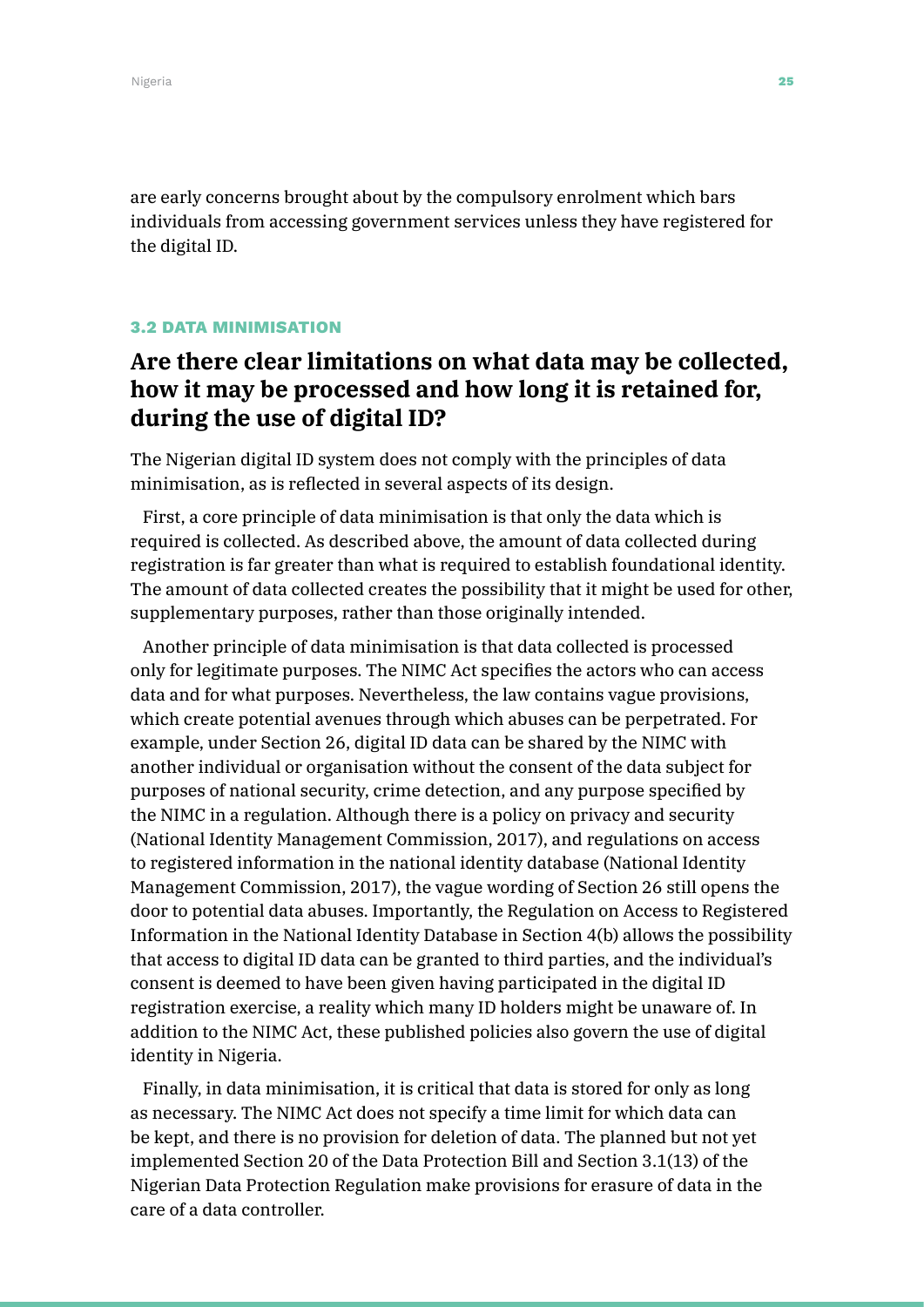are early concerns brought about by the compulsory enrolment which bars individuals from accessing government services unless they have registered for the digital ID.

### 3.2 DATA MINIMISATION

## Are there clear limitations on what data may be collected, how it may be processed and how long it is retained for, during the use of digital ID?

The Nigerian digital ID system does not comply with the principles of data minimisation, as is reflected in several aspects of its design.

First, a core principle of data minimisation is that only the data which is required is collected. As described above, the amount of data collected during registration is far greater than what is required to establish foundational identity. The amount of data collected creates the possibility that it might be used for other, supplementary purposes, rather than those originally intended.

Another principle of data minimisation is that data collected is processed only for legitimate purposes. The NIMC Act specifies the actors who can access data and for what purposes. Nevertheless, the law contains vague provisions, which create potential avenues through which abuses can be perpetrated. For example, under Section 26, digital ID data can be shared by the NIMC with another individual or organisation without the consent of the data subject for purposes of national security, crime detection, and any purpose specified by the NIMC in a regulation. Although there is a policy on privacy and security (National Identity Management Commission, 2017), and regulations on access to registered information in the national identity database (National Identity Management Commission, 2017), the vague wording of Section 26 still opens the door to potential data abuses. Importantly, the Regulation on Access to Registered Information in the National Identity Database in Section 4(b) allows the possibility that access to digital ID data can be granted to third parties, and the individual's consent is deemed to have been given having participated in the digital ID registration exercise, a reality which many ID holders might be unaware of. In addition to the NIMC Act, these published policies also govern the use of digital identity in Nigeria.

Finally, in data minimisation, it is critical that data is stored for only as long as necessary. The NIMC Act does not specify a time limit for which data can be kept, and there is no provision for deletion of data. The planned but not yet implemented Section 20 of the Data Protection Bill and Section 3.1(13) of the Nigerian Data Protection Regulation make provisions for erasure of data in the care of a data controller.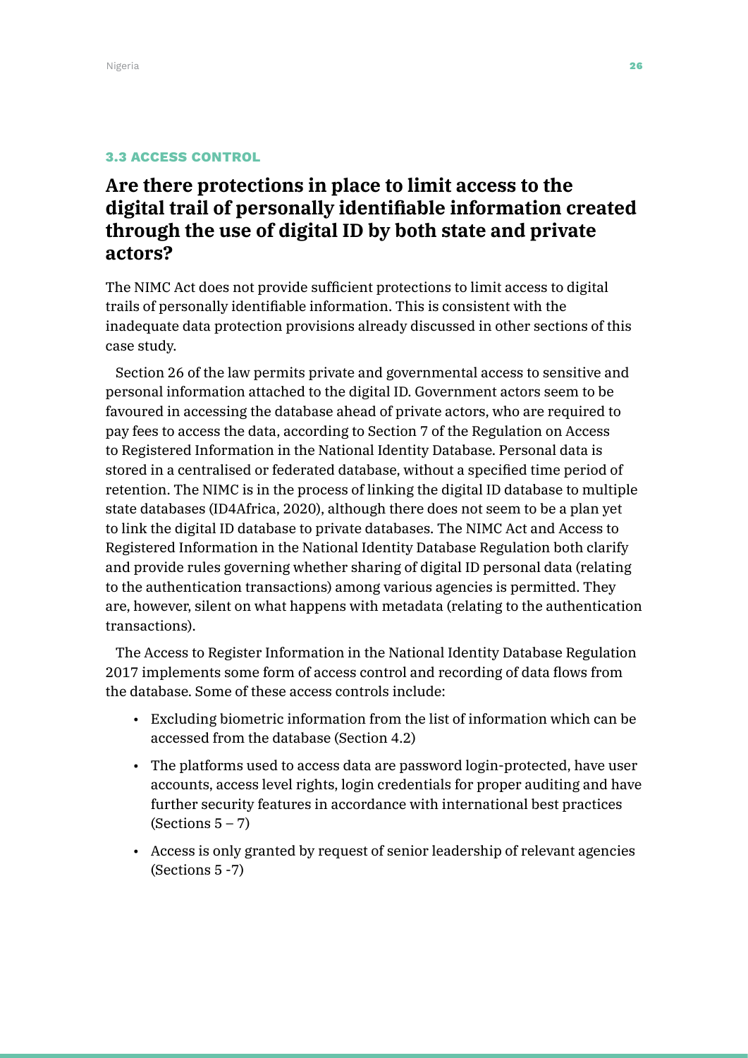### 3.3 ACCESS CONTROL

## Are there protections in place to limit access to the digital trail of personally identifiable information created through the use of digital ID by both state and private actors?

The NIMC Act does not provide sufficient protections to limit access to digital trails of personally identifiable information. This is consistent with the inadequate data protection provisions already discussed in other sections of this case study.

Section 26 of the law permits private and governmental access to sensitive and personal information attached to the digital ID. Government actors seem to be favoured in accessing the database ahead of private actors, who are required to pay fees to access the data, according to Section 7 of the Regulation on Access to Registered Information in the National Identity Database. Personal data is stored in a centralised or federated database, without a specified time period of retention. The NIMC is in the process of linking the digital ID database to multiple state databases (ID4Africa, 2020), although there does not seem to be a plan yet to link the digital ID database to private databases. The NIMC Act and Access to Registered Information in the National Identity Database Regulation both clarify and provide rules governing whether sharing of digital ID personal data (relating to the authentication transactions) among various agencies is permitted. They are, however, silent on what happens with metadata (relating to the authentication transactions).

The Access to Register Information in the National Identity Database Regulation 2017 implements some form of access control and recording of data flows from the database. Some of these access controls include:

- Excluding biometric information from the list of information which can be accessed from the database (Section 4.2)
- The platforms used to access data are password login-protected, have user accounts, access level rights, login credentials for proper auditing and have further security features in accordance with international best practices (Sections 5 – 7)
- Access is only granted by request of senior leadership of relevant agencies (Sections 5 -7)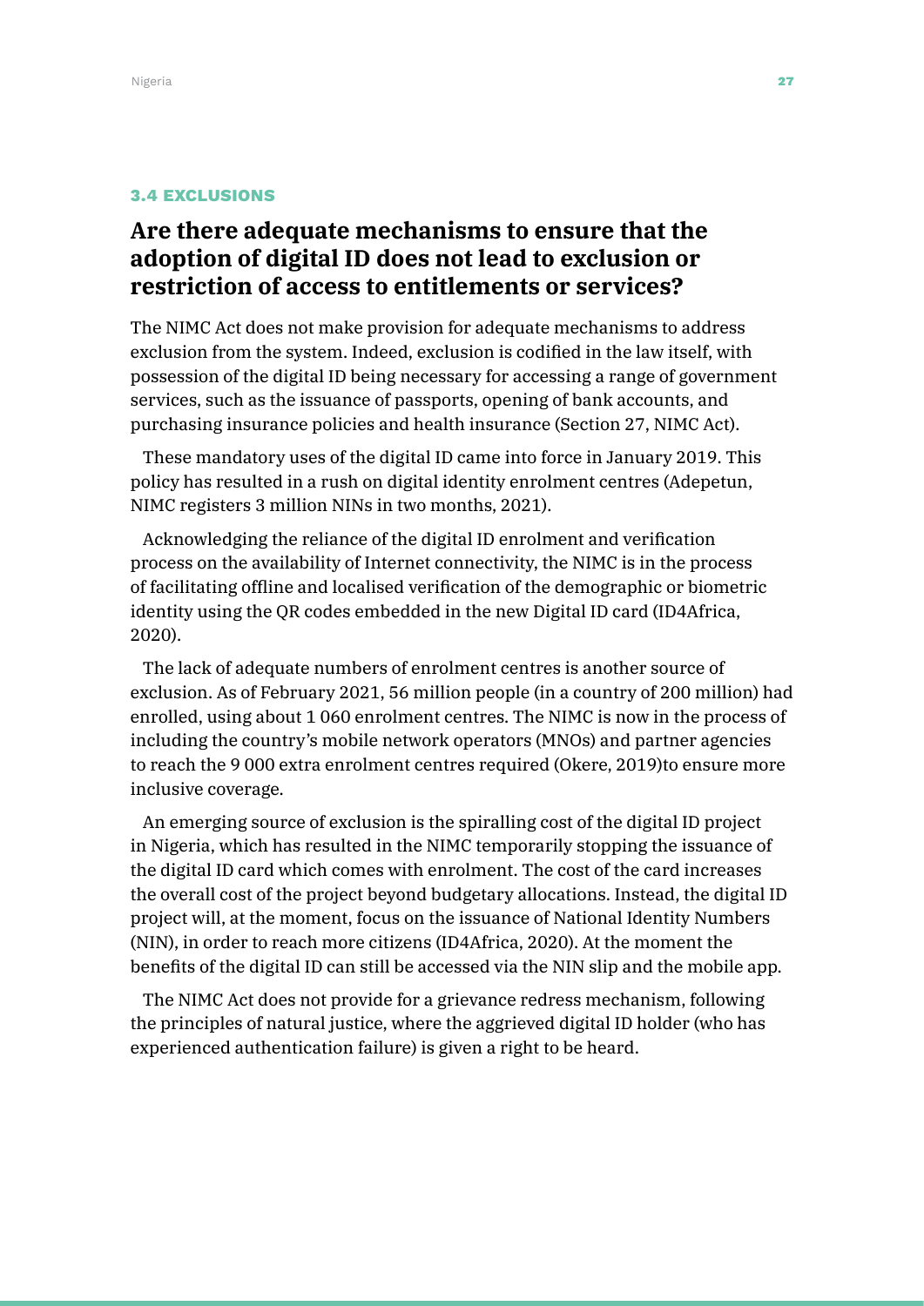### 3.4 EXCLUSIONS

## Are there adequate mechanisms to ensure that the adoption of digital ID does not lead to exclusion or restriction of access to entitlements or services?

The NIMC Act does not make provision for adequate mechanisms to address exclusion from the system. Indeed, exclusion is codified in the law itself, with possession of the digital ID being necessary for accessing a range of government services, such as the issuance of passports, opening of bank accounts, and purchasing insurance policies and health insurance (Section 27, NIMC Act).

These mandatory uses of the digital ID came into force in January 2019. This policy has resulted in a rush on digital identity enrolment centres (Adepetun, NIMC registers 3 million NINs in two months, 2021).

Acknowledging the reliance of the digital ID enrolment and verification process on the availability of Internet connectivity, the NIMC is in the process of facilitating offline and localised verification of the demographic or biometric identity using the QR codes embedded in the new Digital ID card (ID4Africa, 2020).

The lack of adequate numbers of enrolment centres is another source of exclusion. As of February 2021, 56 million people (in a country of 200 million) had enrolled, using about 1 060 enrolment centres. The NIMC is now in the process of including the country's mobile network operators (MNOs) and partner agencies to reach the 9 000 extra enrolment centres required (Okere, 2019)to ensure more inclusive coverage.

An emerging source of exclusion is the spiralling cost of the digital ID project in Nigeria, which has resulted in the NIMC temporarily stopping the issuance of the digital ID card which comes with enrolment. The cost of the card increases the overall cost of the project beyond budgetary allocations. Instead, the digital ID project will, at the moment, focus on the issuance of National Identity Numbers (NIN), in order to reach more citizens (ID4Africa, 2020). At the moment the benefits of the digital ID can still be accessed via the NIN slip and the mobile app.

The NIMC Act does not provide for a grievance redress mechanism, following the principles of natural justice, where the aggrieved digital ID holder (who has experienced authentication failure) is given a right to be heard.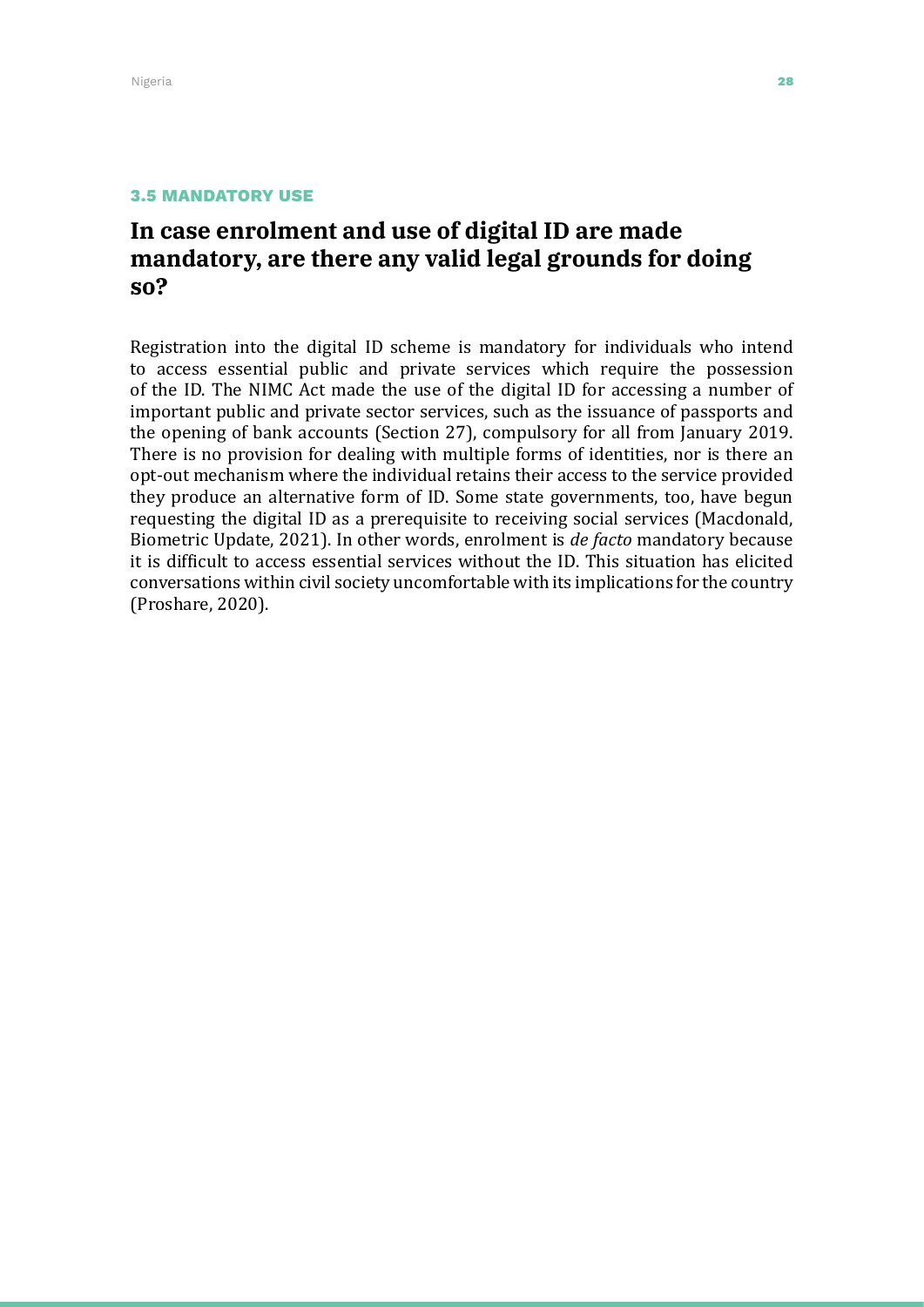### 3.5 MANDATORY USE

## In case enrolment and use of digital ID are made mandatory, are there any valid legal grounds for doing so?

Registration into the digital ID scheme is mandatory for individuals who intend to access essential public and private services which require the possession of the ID. The NIMC Act made the use of the digital ID for accessing a number of important public and private sector services, such as the issuance of passports and the opening of bank accounts (Section 27), compulsory for all from January 2019. There is no provision for dealing with multiple forms of identities, nor is there an opt-out mechanism where the individual retains their access to the service provided they produce an alternative form of ID. Some state governments, too, have begun requesting the digital ID as a prerequisite to receiving social services (Macdonald, Biometric Update, 2021). In other words, enrolment is *de facto* mandatory because it is difficult to access essential services without the ID. This situation has elicited conversations within civil society uncomfortable with its implications for the country (Proshare, 2020).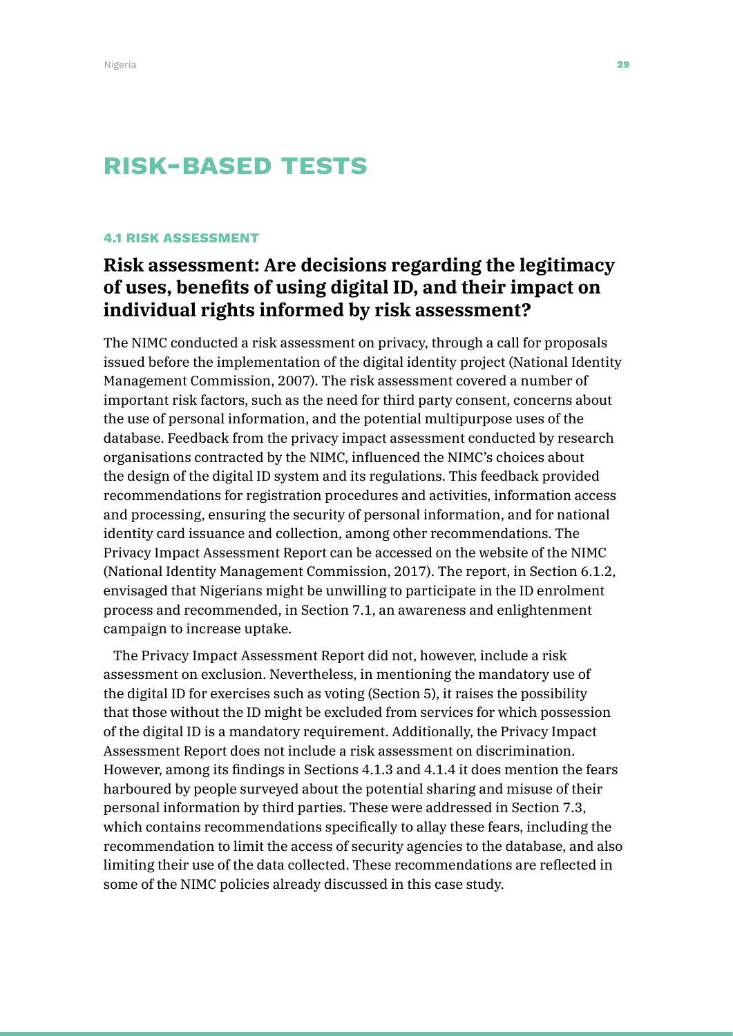# RISK-BASED TESTS

### 4.1 RISK ASSESSMENT

## Risk assessment: Are decisions regarding the legitimacy of uses, benefits of using digital ID, and their impact on individual rights informed by risk assessment?

The NIMC conducted a risk assessment on privacy, through a call for proposals issued before the implementation of the digital identity project (National Identity Management Commission, 2007). The risk assessment covered a number of important risk factors, such as the need for third party consent, concerns about the use of personal information, and the potential multipurpose uses of the database. Feedback from the privacy impact assessment conducted by research organisations contracted by the NIMC, influenced the NIMC's choices about the design of the digital ID system and its regulations. This feedback provided recommendations for registration procedures and activities, information access and processing, ensuring the security of personal information, and for national identity card issuance and collection, among other recommendations. The Privacy Impact Assessment Report can be accessed on the website of the NIMC (National Identity Management Commission, 2017). The report, in Section 6.1.2, envisaged that Nigerians might be unwilling to participate in the ID enrolment process and recommended, in Section 7.1, an awareness and enlightenment campaign to increase uptake.

The Privacy Impact Assessment Report did not, however, include a risk assessment on exclusion. Nevertheless, in mentioning the mandatory use of the digital ID for exercises such as voting (Section 5), it raises the possibility that those without the ID might be excluded from services for which possession of the digital ID is a mandatory requirement. Additionally, the Privacy Impact Assessment Report does not include a risk assessment on discrimination. However, among its findings in Sections 4.1.3 and 4.1.4 it does mention the fears harboured by people surveyed about the potential sharing and misuse of their personal information by third parties. These were addressed in Section 7.3, which contains recommendations specifically to allay these fears, including the recommendation to limit the access of security agencies to the database, and also limiting their use of the data collected. These recommendations are reflected in some of the NIMC policies already discussed in this case study.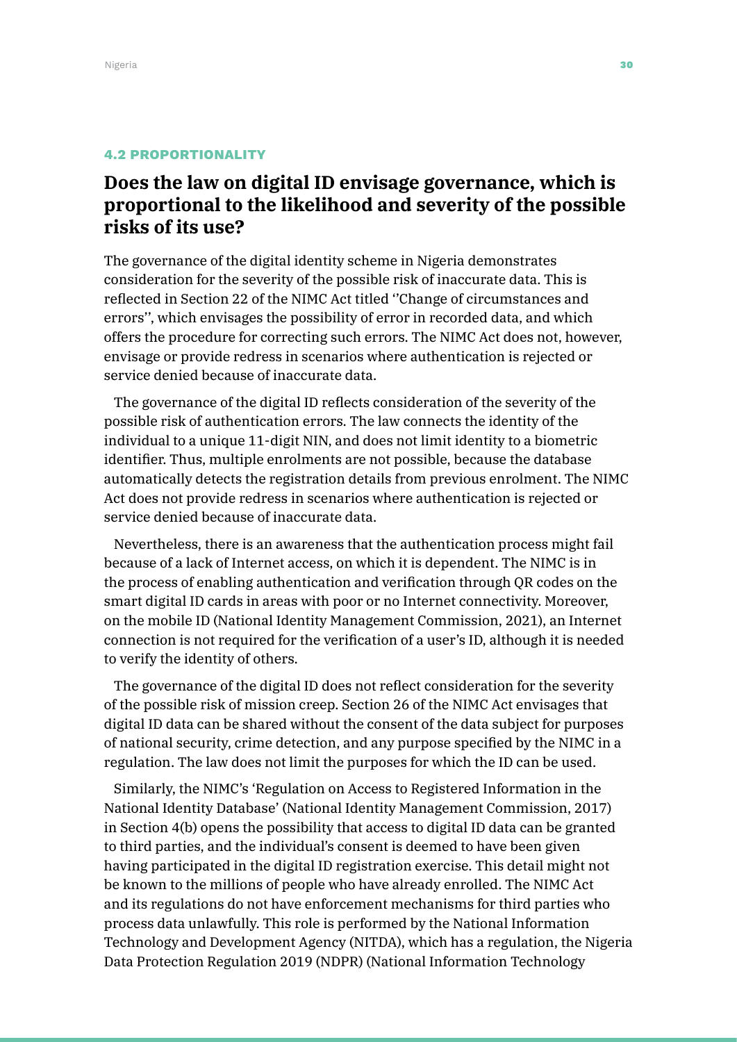### 4.2 PROPORTIONALITY

## Does the law on digital ID envisage governance, which is proportional to the likelihood and severity of the possible risks of its use?

The governance of the digital identity scheme in Nigeria demonstrates consideration for the severity of the possible risk of inaccurate data. This is reflected in Section 22 of the NIMC Act titled ''Change of circumstances and errors'', which envisages the possibility of error in recorded data, and which offers the procedure for correcting such errors. The NIMC Act does not, however, envisage or provide redress in scenarios where authentication is rejected or service denied because of inaccurate data.

The governance of the digital ID reflects consideration of the severity of the possible risk of authentication errors. The law connects the identity of the individual to a unique 11-digit NIN, and does not limit identity to a biometric identifier. Thus, multiple enrolments are not possible, because the database automatically detects the registration details from previous enrolment. The NIMC Act does not provide redress in scenarios where authentication is rejected or service denied because of inaccurate data.

Nevertheless, there is an awareness that the authentication process might fail because of a lack of Internet access, on which it is dependent. The NIMC is in the process of enabling authentication and verification through QR codes on the smart digital ID cards in areas with poor or no Internet connectivity. Moreover, on the mobile ID (National Identity Management Commission, 2021), an Internet connection is not required for the verification of a user's ID, although it is needed to verify the identity of others.

The governance of the digital ID does not reflect consideration for the severity of the possible risk of mission creep. Section 26 of the NIMC Act envisages that digital ID data can be shared without the consent of the data subject for purposes of national security, crime detection, and any purpose specified by the NIMC in a regulation. The law does not limit the purposes for which the ID can be used.

Similarly, the NIMC's 'Regulation on Access to Registered Information in the National Identity Database' (National Identity Management Commission, 2017) in Section 4(b) opens the possibility that access to digital ID data can be granted to third parties, and the individual's consent is deemed to have been given having participated in the digital ID registration exercise. This detail might not be known to the millions of people who have already enrolled. The NIMC Act and its regulations do not have enforcement mechanisms for third parties who process data unlawfully. This role is performed by the National Information Technology and Development Agency (NITDA), which has a regulation, the Nigeria Data Protection Regulation 2019 (NDPR) (National Information Technology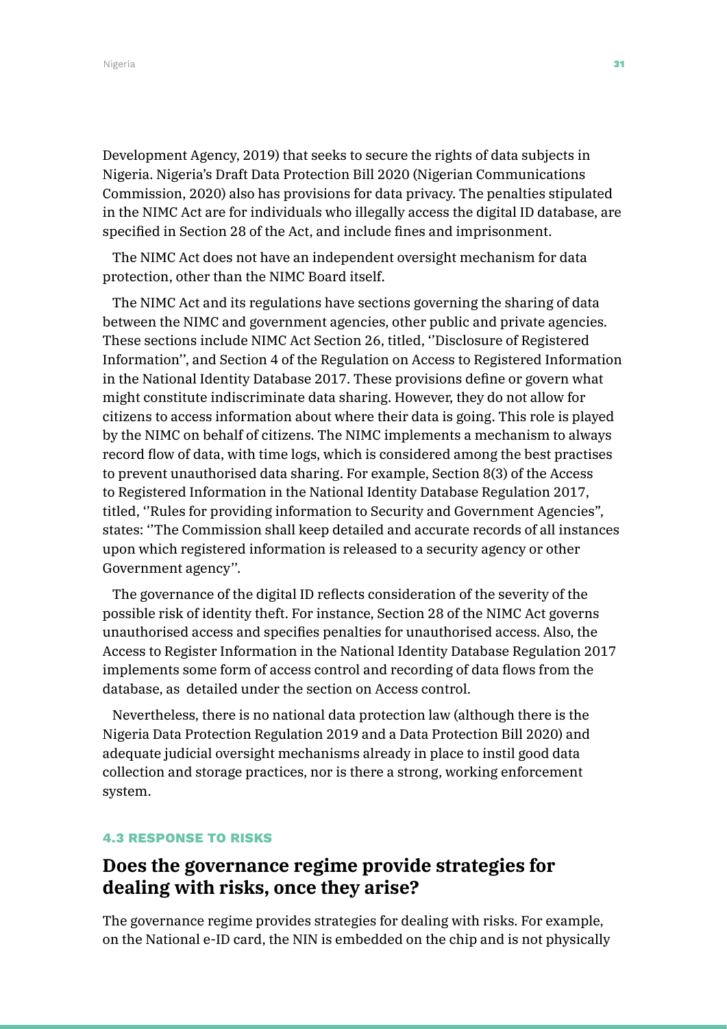Development Agency, 2019) that seeks to secure the rights of data subjects in Nigeria. Nigeria's Draft Data Protection Bill 2020 (Nigerian Communications Commission, 2020) also has provisions for data privacy. The penalties stipulated in the NIMC Act are for individuals who illegally access the digital ID database, are specified in Section 28 of the Act, and include fines and imprisonment.

The NIMC Act does not have an independent oversight mechanism for data protection, other than the NIMC Board itself.

The NIMC Act and its regulations have sections governing the sharing of data between the NIMC and government agencies, other public and private agencies. These sections include NIMC Act Section 26, titled, ''Disclosure of Registered Information'', and Section 4 of the Regulation on Access to Registered Information in the National Identity Database 2017. These provisions define or govern what might constitute indiscriminate data sharing. However, they do not allow for citizens to access information about where their data is going. This role is played by the NIMC on behalf of citizens. The NIMC implements a mechanism to always record flow of data, with time logs, which is considered among the best practises to prevent unauthorised data sharing. For example, Section 8(3) of the Access to Registered Information in the National Identity Database Regulation 2017, titled, ''Rules for providing information to Security and Government Agencies", states: ''The Commission shall keep detailed and accurate records of all instances upon which registered information is released to a security agency or other Government agency''.

The governance of the digital ID reflects consideration of the severity of the possible risk of identity theft. For instance, Section 28 of the NIMC Act governs unauthorised access and specifies penalties for unauthorised access. Also, the Access to Register Information in the National Identity Database Regulation 2017 implements some form of access control and recording of data flows from the database, as detailed under the section on Access control.

Nevertheless, there is no national data protection law (although there is the Nigeria Data Protection Regulation 2019 and a Data Protection Bill 2020) and adequate judicial oversight mechanisms already in place to instil good data collection and storage practices, nor is there a strong, working enforcement system.

### 4.3 RESPONSE TO RISKS

## Does the governance regime provide strategies for dealing with risks, once they arise?

The governance regime provides strategies for dealing with risks. For example, on the National e-ID card, the NIN is embedded on the chip and is not physically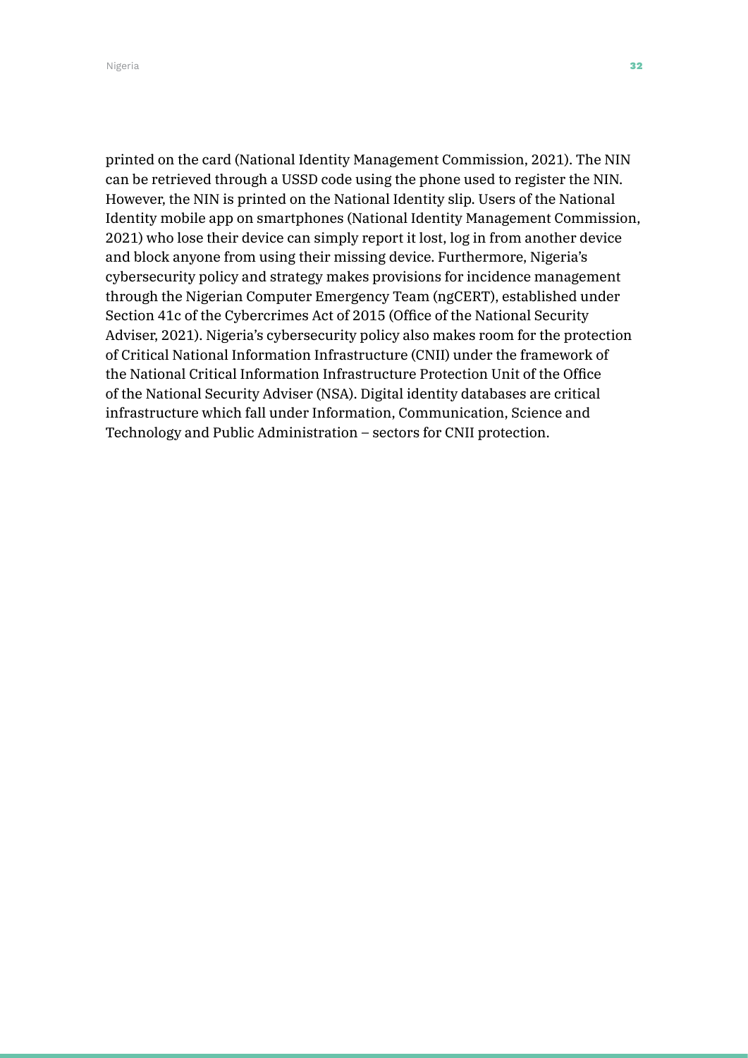printed on the card (National Identity Management Commission, 2021). The NIN can be retrieved through a USSD code using the phone used to register the NIN. However, the NIN is printed on the National Identity slip. Users of the National Identity mobile app on smartphones (National Identity Management Commission, 2021) who lose their device can simply report it lost, log in from another device and block anyone from using their missing device. Furthermore, Nigeria's cybersecurity policy and strategy makes provisions for incidence management through the Nigerian Computer Emergency Team (ngCERT), established under Section 41c of the Cybercrimes Act of 2015 (Office of the National Security Adviser, 2021). Nigeria's cybersecurity policy also makes room for the protection of Critical National Information Infrastructure (CNII) under the framework of the National Critical Information Infrastructure Protection Unit of the Office of the National Security Adviser (NSA). Digital identity databases are critical infrastructure which fall under Information, Communication, Science and Technology and Public Administration – sectors for CNII protection.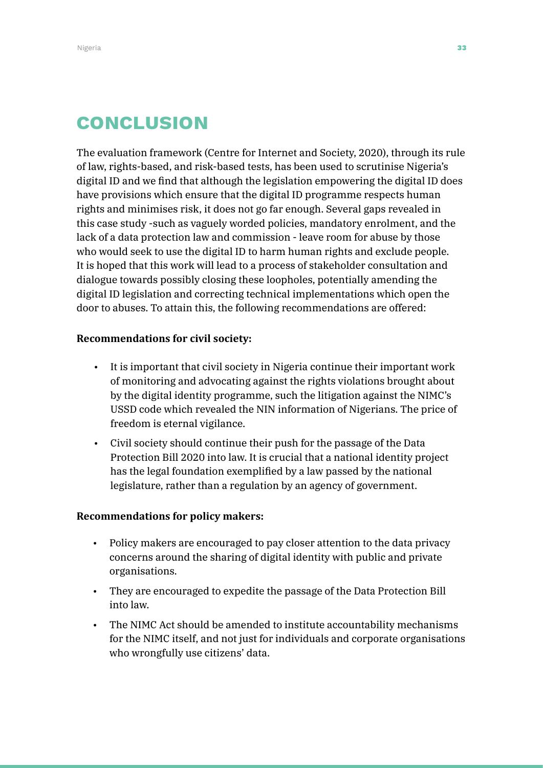# CONCLUSION

The evaluation framework (Centre for Internet and Society, 2020), through its rule of law, rights-based, and risk-based tests, has been used to scrutinise Nigeria's digital ID and we find that although the legislation empowering the digital ID does have provisions which ensure that the digital ID programme respects human rights and minimises risk, it does not go far enough. Several gaps revealed in this case study -such as vaguely worded policies, mandatory enrolment, and the lack of a data protection law and commission - leave room for abuse by those who would seek to use the digital ID to harm human rights and exclude people. It is hoped that this work will lead to a process of stakeholder consultation and dialogue towards possibly closing these loopholes, potentially amending the digital ID legislation and correcting technical implementations which open the door to abuses. To attain this, the following recommendations are offered:

**Recommendations for civil society:**

- It is important that civil society in Nigeria continue their important work of monitoring and advocating against the rights violations brought about by the digital identity programme, such the litigation against the NIMC's USSD code which revealed the NIN information of Nigerians. The price of freedom is eternal vigilance.
- Civil society should continue their push for the passage of the Data Protection Bill 2020 into law. It is crucial that a national identity project has the legal foundation exemplified by a law passed by the national legislature, rather than a regulation by an agency of government.

**Recommendations for policy makers:**

- Policy makers are encouraged to pay closer attention to the data privacy concerns around the sharing of digital identity with public and private organisations.
- They are encouraged to expedite the passage of the Data Protection Bill into law.
- The NIMC Act should be amended to institute accountability mechanisms for the NIMC itself, and not just for individuals and corporate organisations who wrongfully use citizens' data.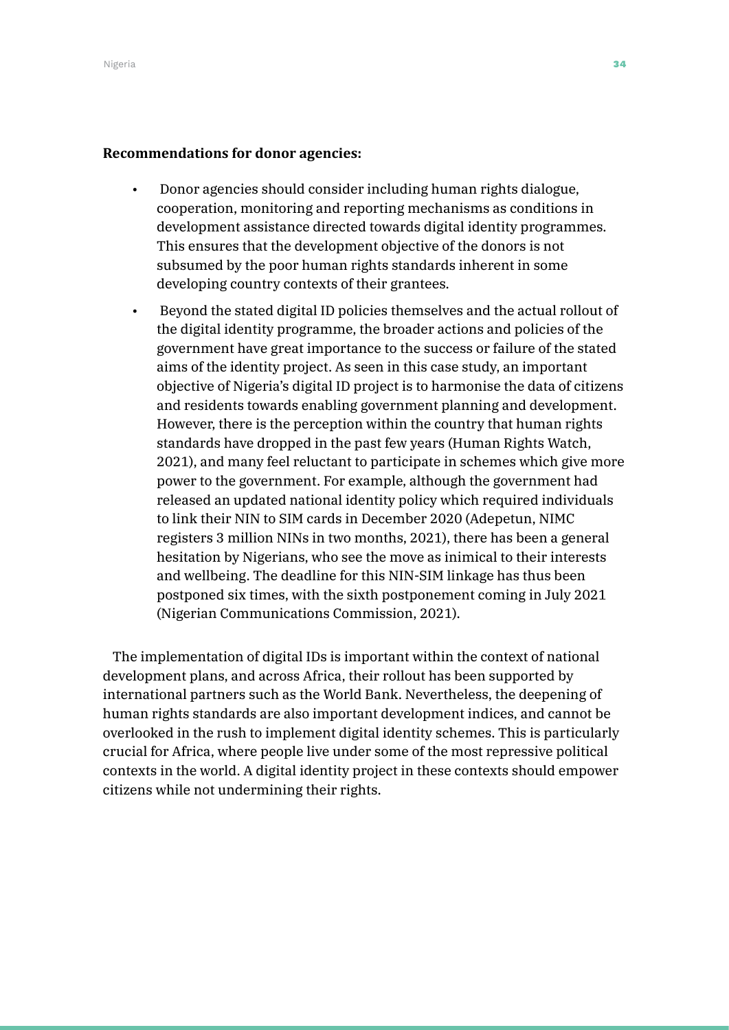**Recommendations for donor agencies:**

- Donor agencies should consider including human rights dialogue, cooperation, monitoring and reporting mechanisms as conditions in development assistance directed towards digital identity programmes. This ensures that the development objective of the donors is not subsumed by the poor human rights standards inherent in some developing country contexts of their grantees.
- Beyond the stated digital ID policies themselves and the actual rollout of the digital identity programme, the broader actions and policies of the government have great importance to the success or failure of the stated aims of the identity project. As seen in this case study, an important objective of Nigeria's digital ID project is to harmonise the data of citizens and residents towards enabling government planning and development. However, there is the perception within the country that human rights standards have dropped in the past few years (Human Rights Watch, 2021), and many feel reluctant to participate in schemes which give more power to the government. For example, although the government had released an updated national identity policy which required individuals to link their NIN to SIM cards in December 2020 (Adepetun, NIMC registers 3 million NINs in two months, 2021), there has been a general hesitation by Nigerians, who see the move as inimical to their interests and wellbeing. The deadline for this NIN-SIM linkage has thus been postponed six times, with the sixth postponement coming in July 2021 (Nigerian Communications Commission, 2021).

The implementation of digital IDs is important within the context of national development plans, and across Africa, their rollout has been supported by international partners such as the World Bank. Nevertheless, the deepening of human rights standards are also important development indices, and cannot be overlooked in the rush to implement digital identity schemes. This is particularly crucial for Africa, where people live under some of the most repressive political contexts in the world. A digital identity project in these contexts should empower citizens while not undermining their rights.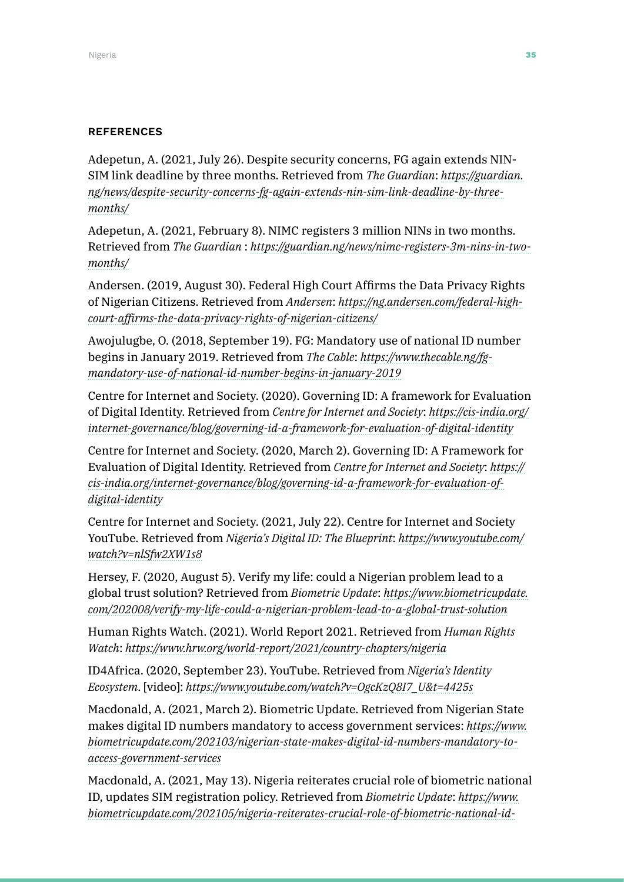#### REFERENCES

Adepetun, A. (2021, July 26). Despite security concerns, FG again extends NIN-SIM link deadline by three months. Retrieved from *The Guardian*: *https://guardian.ng/news/despite-security-concerns-fg-again-extends-nin-sim-link-deadline-by-three-months/*

Adepetun, A. (2021, February 8). NIMC registers 3 million NINs in two months. Retrieved from *The Guardian* : *https://guardian.ng/news/nimc-registers-3m-nins-in-two-months/*

Andersen. (2019, August 30). Federal High Court Affirms the Data Privacy Rights of Nigerian Citizens. Retrieved from *Andersen*: *https://ng.andersen.com/federal-high-court-affirms-the-data-privacy-rights-of-nigerian-citizens/*

Awojulugbe, O. (2018, September 19). FG: Mandatory use of national ID number begins in January 2019. Retrieved from *The Cable*: *https://www.thecable.ng/fg-mandatory-use-of-national-id-number-begins-in-january-2019*

Centre for Internet and Society. (2020). Governing ID: A framework for Evaluation of Digital Identity. Retrieved from *Centre for Internet and Society*: *https://cis-india.org/internet-governance/blog/governing-id-a-framework-for-evaluation-of-digital-identity*

Centre for Internet and Society. (2020, March 2). Governing ID: A Framework for Evaluation of Digital Identity. Retrieved from *Centre for Internet and Society*: *https://cis-india.org/internet-governance/blog/governing-id-a-framework-for-evaluation-of-digital-identity*

Centre for Internet and Society. (2021, July 22). Centre for Internet and Society YouTube. Retrieved from *Nigeria's Digital ID: The Blueprint*: *https://www.youtube.com/watch?v=nlSfw2XW1s8*

Hersey, F. (2020, August 5). Verify my life: could a Nigerian problem lead to a global trust solution? Retrieved from *Biometric Update*: *https://www.biometricupdate.com/202008/verify-my-life-could-a-nigerian-problem-lead-to-a-global-trust-solution*

Human Rights Watch. (2021). World Report 2021. Retrieved from *Human Rights Watch*: *https://www.hrw.org/world-report/2021/country-chapters/nigeria*

ID4Africa. (2020, September 23). YouTube. Retrieved from *Nigeria's Identity Ecosystem*. [video]: *https://www.youtube.com/watch?v=OgcKzQ8I7_U&t=4425s*

Macdonald, A. (2021, March 2). Biometric Update. Retrieved from Nigerian State makes digital ID numbers mandatory to access government services: *https://www.biometricupdate.com/202103/nigerian-state-makes-digital-id-numbers-mandatory-to-access-government-services*

Macdonald, A. (2021, May 13). Nigeria reiterates crucial role of biometric national ID, updates SIM registration policy. Retrieved from *Biometric Update*: *https://www.biometricupdate.com/202105/nigeria-reiterates-crucial-role-of-biometric-national-id-*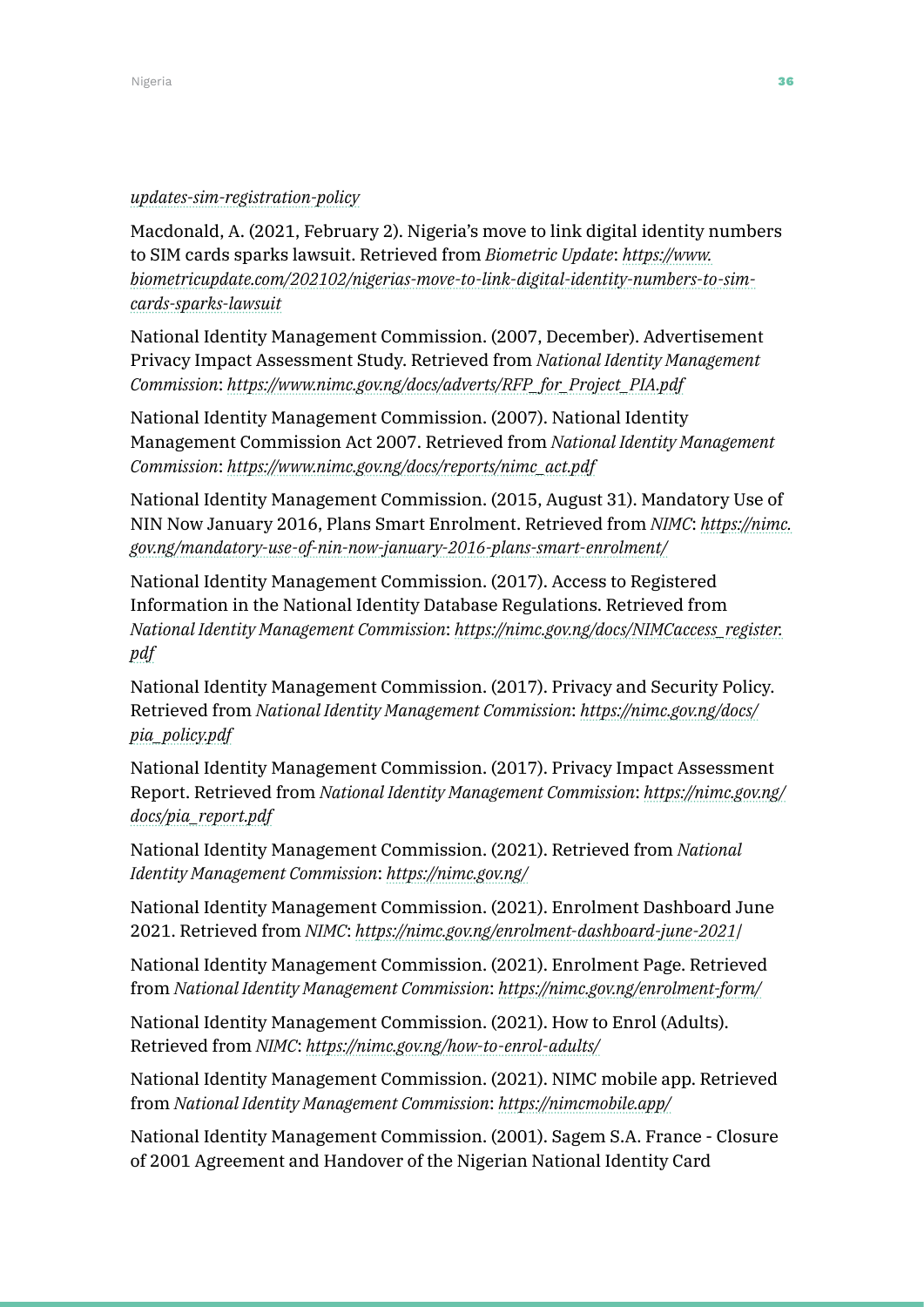*updates-sim-registration-policy*

Macdonald, A. (2021, February 2). Nigeria's move to link digital identity numbers to SIM cards sparks lawsuit. Retrieved from *Biometric Update*: *https://www.biometricupdate.com/202102/nigerias-move-to-link-digital-identity-numbers-to-sim-cards-sparks-lawsuit*

National Identity Management Commission. (2007, December). Advertisement Privacy Impact Assessment Study. Retrieved from *National Identity Management Commission*: *https://www.nimc.gov.ng/docs/adverts/RFP_for_Project_PIA.pdf*

National Identity Management Commission. (2007). National Identity Management Commission Act 2007. Retrieved from *National Identity Management Commission*: *https://www.nimc.gov.ng/docs/reports/nimc_act.pdf*

National Identity Management Commission. (2015, August 31). Mandatory Use of NIN Now January 2016, Plans Smart Enrolment. Retrieved from *NIMC*: *https://nimc.gov.ng/mandatory-use-of-nin-now-january-2016-plans-smart-enrolment/*

National Identity Management Commission. (2017). Access to Registered Information in the National Identity Database Regulations. Retrieved from *National Identity Management Commission*: *https://nimc.gov.ng/docs/NIMCaccess_register.pdf*

National Identity Management Commission. (2017). Privacy and Security Policy. Retrieved from *National Identity Management Commission*: *https://nimc.gov.ng/docs/pia_policy.pdf*

National Identity Management Commission. (2017). Privacy Impact Assessment Report. Retrieved from *National Identity Management Commission*: *https://nimc.gov.ng/docs/pia_report.pdf*

National Identity Management Commission. (2021). Retrieved from *National Identity Management Commission*: *https://nimc.gov.ng/*

National Identity Management Commission. (2021). Enrolment Dashboard June 2021. Retrieved from *NIMC*: *https://nimc.gov.ng/enrolment-dashboard-june-2021/*

National Identity Management Commission. (2021). Enrolment Page. Retrieved from *National Identity Management Commission*: *https://nimc.gov.ng/enrolment-form/*

National Identity Management Commission. (2021). How to Enrol (Adults). Retrieved from *NIMC*: *https://nimc.gov.ng/how-to-enrol-adults/*

National Identity Management Commission. (2021). NIMC mobile app. Retrieved from *National Identity Management Commission*: *https://nimcmobile.app/*

National Identity Management Commission. (2001). Sagem S.A. France - Closure of 2001 Agreement and Handover of the Nigerian National Identity Card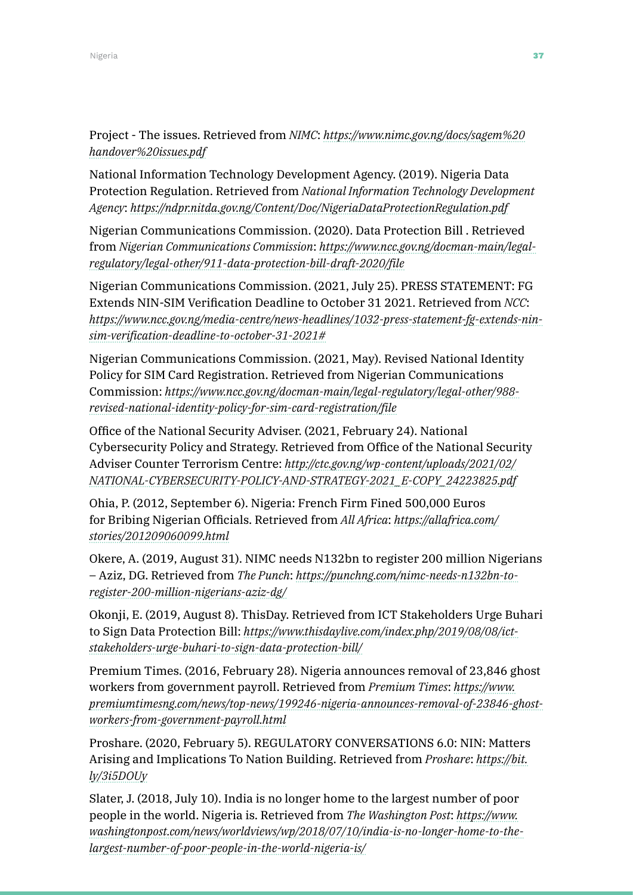Project - The issues. Retrieved from *NIMC*: *https://www.nimc.gov.ng/docs/sagem%20handover%20issues.pdf*

National Information Technology Development Agency. (2019). Nigeria Data Protection Regulation. Retrieved from *National Information Technology Development Agency*: *https://ndpr.nitda.gov.ng/Content/Doc/NigeriaDataProtectionRegulation.pdf*

Nigerian Communications Commission. (2020). Data Protection Bill . Retrieved from *Nigerian Communications Commission*: *https://www.ncc.gov.ng/docman-main/legal-regulatory/legal-other/911-data-protection-bill-draft-2020/file*

Nigerian Communications Commission. (2021, July 25). PRESS STATEMENT: FG Extends NIN-SIM Verification Deadline to October 31 2021. Retrieved from *NCC*: *https://www.ncc.gov.ng/media-centre/news-headlines/1032-press-statement-fg-extends-nin-sim-verification-deadline-to-october-31-2021#*

Nigerian Communications Commission. (2021, May). Revised National Identity Policy for SIM Card Registration. Retrieved from Nigerian Communications Commission: *https://www.ncc.gov.ng/docman-main/legal-regulatory/legal-other/988-revised-national-identity-policy-for-sim-card-registration/file*

Office of the National Security Adviser. (2021, February 24). National Cybersecurity Policy and Strategy. Retrieved from Office of the National Security Adviser Counter Terrorism Centre: *http://ctc.gov.ng/wp-content/uploads/2021/02/NATIONAL-CYBERSECURITY-POLICY-AND-STRATEGY-2021_E-COPY_24223825.pdf*

Ohia, P. (2012, September 6). Nigeria: French Firm Fined 500,000 Euros for Bribing Nigerian Officials. Retrieved from *All Africa*: *https://allafrica.com/stories/201209060099.html*

Okere, A. (2019, August 31). NIMC needs N132bn to register 200 million Nigerians – Aziz, DG. Retrieved from *The Punch*: *https://punchng.com/nimc-needs-n132bn-to-register-200-million-nigerians-aziz-dg/*

Okonji, E. (2019, August 8). ThisDay. Retrieved from ICT Stakeholders Urge Buhari to Sign Data Protection Bill: *https://www.thisdaylive.com/index.php/2019/08/08/ict-stakeholders-urge-buhari-to-sign-data-protection-bill/*

Premium Times. (2016, February 28). Nigeria announces removal of 23,846 ghost workers from government payroll. Retrieved from *Premium Times*: *https://www.premiumtimesng.com/news/top-news/199246-nigeria-announces-removal-of-23846-ghost-workers-from-government-payroll.html*

Proshare. (2020, February 5). REGULATORY CONVERSATIONS 6.0: NIN: Matters Arising and Implications To Nation Building. Retrieved from *Proshare*: *https://bit.ly/3i5DOUy*

Slater, J. (2018, July 10). India is no longer home to the largest number of poor people in the world. Nigeria is. Retrieved from *The Washington Post*: *https://www.washingtonpost.com/news/worldviews/wp/2018/07/10/india-is-no-longer-home-to-the-largest-number-of-poor-people-in-the-world-nigeria-is/*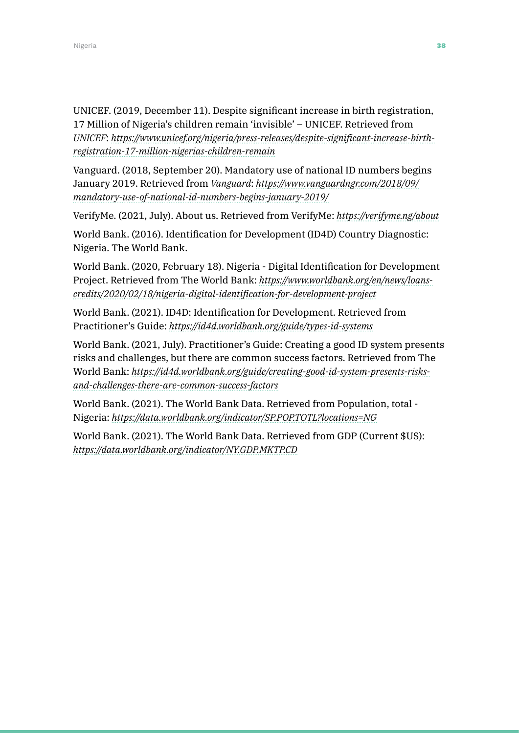UNICEF. (2019, December 11). Despite significant increase in birth registration, 17 Million of Nigeria's children remain 'invisible' – UNICEF. Retrieved from *UNICEF*: *https://www.unicef.org/nigeria/press-releases/despite-significant-increase-birth-registration-17-million-nigerias-children-remain*

Vanguard. (2018, September 20). Mandatory use of national ID numbers begins January 2019. Retrieved from *Vanguard*: *https://www.vanguardngr.com/2018/09/mandatory-use-of-national-id-numbers-begins-january-2019/*

VerifyMe. (2021, July). About us. Retrieved from VerifyMe: *https://verifyme.ng/about*

World Bank. (2016). Identification for Development (ID4D) Country Diagnostic: Nigeria. The World Bank.

World Bank. (2020, February 18). Nigeria - Digital Identification for Development Project. Retrieved from The World Bank: *https://www.worldbank.org/en/news/loans-credits/2020/02/18/nigeria-digital-identification-for-development-project*

World Bank. (2021). ID4D: Identification for Development. Retrieved from Practitioner's Guide: *https://id4d.worldbank.org/guide/types-id-systems*

World Bank. (2021, July). Practitioner's Guide: Creating a good ID system presents risks and challenges, but there are common success factors. Retrieved from The World Bank: *https://id4d.worldbank.org/guide/creating-good-id-system-presents-risks-and-challenges-there-are-common-success-factors*

World Bank. (2021). The World Bank Data. Retrieved from Population, total - Nigeria: *https://data.worldbank.org/indicator/SP.POP.TOTL?locations=NG*

World Bank. (2021). The World Bank Data. Retrieved from GDP (Current $US): *https://data.worldbank.org/indicator/NY.GDP.MKTP.CD*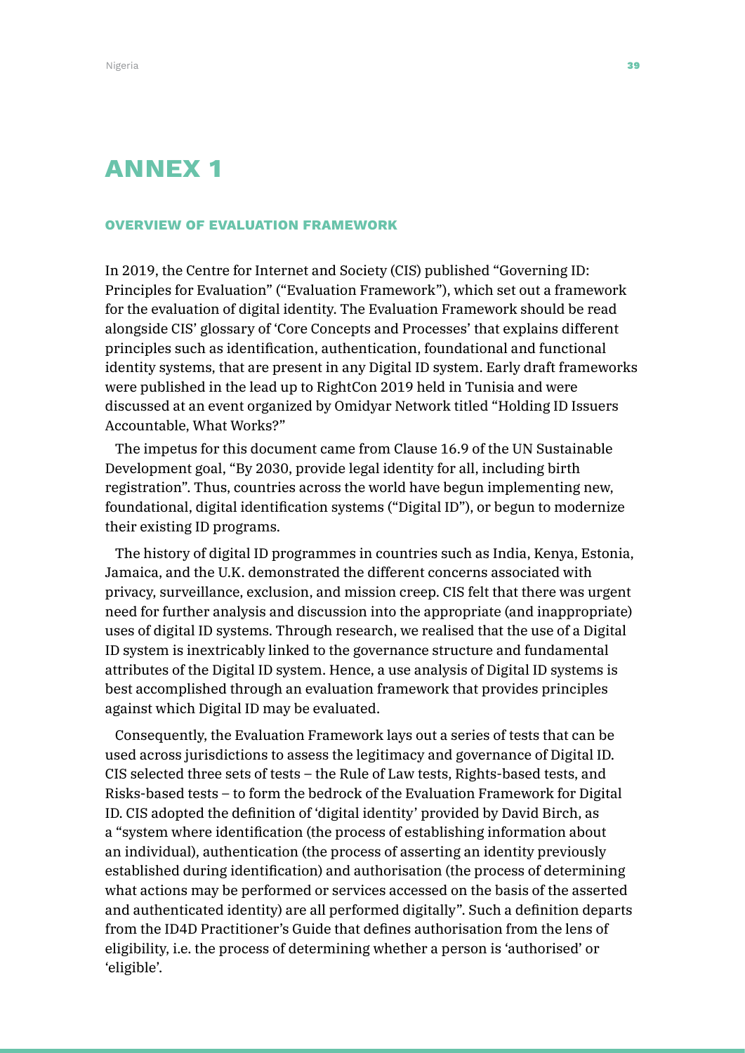# ANNEX 1

## OVERVIEW OF EVALUATION FRAMEWORK

In 2019, the Centre for Internet and Society (CIS) published "Governing ID: Principles for Evaluation" ("Evaluation Framework"), which set out a framework for the evaluation of digital identity. The Evaluation Framework should be read alongside CIS' glossary of 'Core Concepts and Processes' that explains different principles such as identification, authentication, foundational and functional identity systems, that are present in any Digital ID system. Early draft frameworks were published in the lead up to RightCon 2019 held in Tunisia and were discussed at an event organized by Omidyar Network titled "Holding ID Issuers Accountable, What Works?"

The impetus for this document came from Clause 16.9 of the UN Sustainable Development goal, "By 2030, provide legal identity for all, including birth registration". Thus, countries across the world have begun implementing new, foundational, digital identification systems ("Digital ID"), or begun to modernize their existing ID programs.

The history of digital ID programmes in countries such as India, Kenya, Estonia, Jamaica, and the U.K. demonstrated the different concerns associated with privacy, surveillance, exclusion, and mission creep. CIS felt that there was urgent need for further analysis and discussion into the appropriate (and inappropriate) uses of digital ID systems. Through research, we realised that the use of a Digital ID system is inextricably linked to the governance structure and fundamental attributes of the Digital ID system. Hence, a use analysis of Digital ID systems is best accomplished through an evaluation framework that provides principles against which Digital ID may be evaluated.

Consequently, the Evaluation Framework lays out a series of tests that can be used across jurisdictions to assess the legitimacy and governance of Digital ID. CIS selected three sets of tests – the Rule of Law tests, Rights-based tests, and Risks-based tests – to form the bedrock of the Evaluation Framework for Digital ID. CIS adopted the definition of 'digital identity' provided by David Birch, as a "system where identification (the process of establishing information about an individual), authentication (the process of asserting an identity previously established during identification) and authorisation (the process of determining what actions may be performed or services accessed on the basis of the asserted and authenticated identity) are all performed digitally". Such a definition departs from the ID4D Practitioner's Guide that defines authorisation from the lens of eligibility, i.e. the process of determining whether a person is 'authorised' or 'eligible'.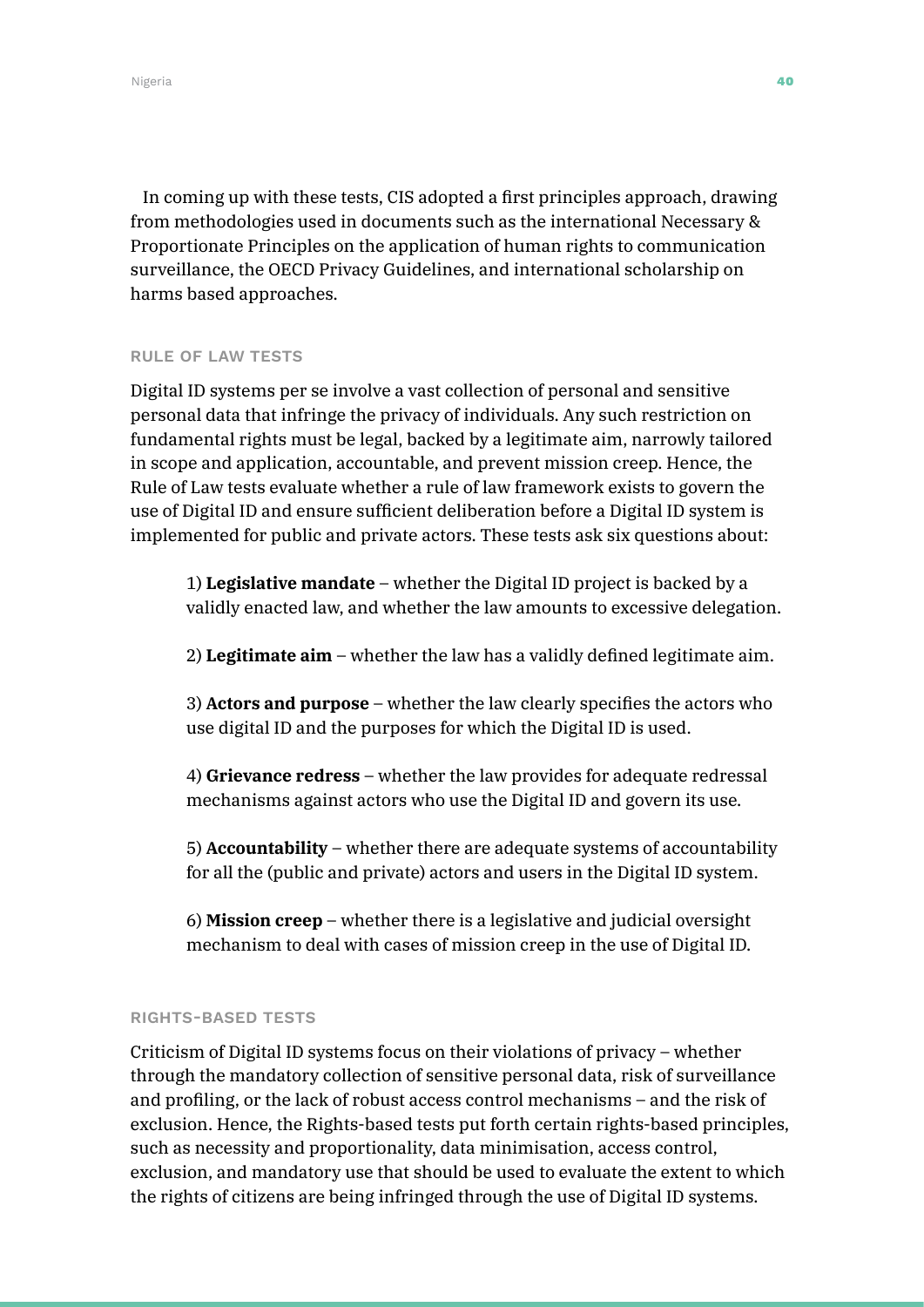In coming up with these tests, CIS adopted a first principles approach, drawing from methodologies used in documents such as the international Necessary & Proportionate Principles on the application of human rights to communication surveillance, the OECD Privacy Guidelines, and international scholarship on harms based approaches.

### RULE OF LAW TESTS

Digital ID systems per se involve a vast collection of personal and sensitive personal data that infringe the privacy of individuals. Any such restriction on fundamental rights must be legal, backed by a legitimate aim, narrowly tailored in scope and application, accountable, and prevent mission creep. Hence, the Rule of Law tests evaluate whether a rule of law framework exists to govern the use of Digital ID and ensure sufficient deliberation before a Digital ID system is implemented for public and private actors. These tests ask six questions about:

1) **Legislative mandate** – whether the Digital ID project is backed by a validly enacted law, and whether the law amounts to excessive delegation.

2) **Legitimate aim** – whether the law has a validly defined legitimate aim.

3) **Actors and purpose** – whether the law clearly specifies the actors who use digital ID and the purposes for which the Digital ID is used.

4) **Grievance redress** – whether the law provides for adequate redressal mechanisms against actors who use the Digital ID and govern its use.

5) **Accountability** – whether there are adequate systems of accountability for all the (public and private) actors and users in the Digital ID system.

6) **Mission creep** – whether there is a legislative and judicial oversight mechanism to deal with cases of mission creep in the use of Digital ID.

### RIGHTS-BASED TESTS

Criticism of Digital ID systems focus on their violations of privacy – whether through the mandatory collection of sensitive personal data, risk of surveillance and profiling, or the lack of robust access control mechanisms – and the risk of exclusion. Hence, the Rights-based tests put forth certain rights-based principles, such as necessity and proportionality, data minimisation, access control, exclusion, and mandatory use that should be used to evaluate the extent to which the rights of citizens are being infringed through the use of Digital ID systems.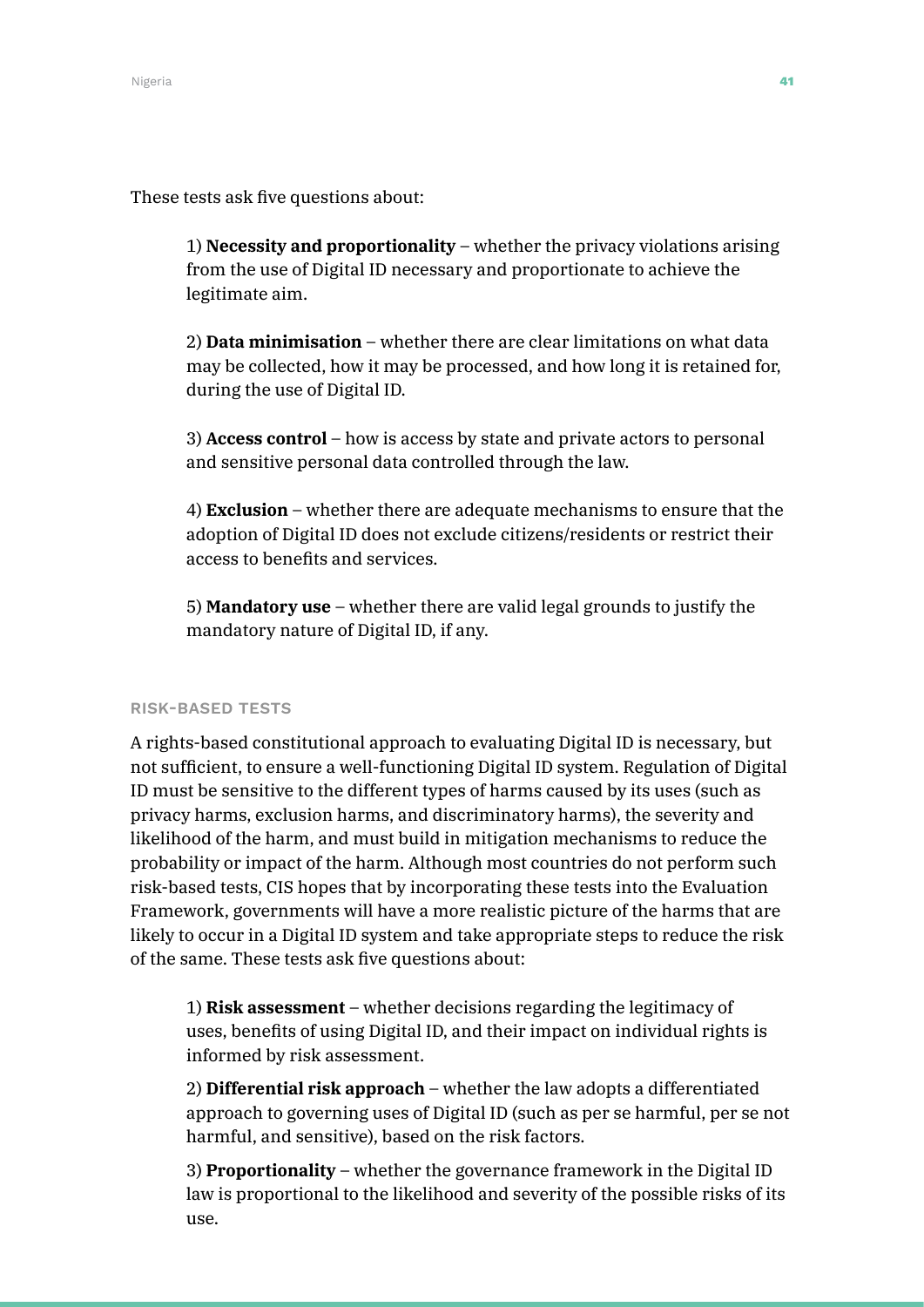These tests ask five questions about:

1) **Necessity and proportionality** – whether the privacy violations arising from the use of Digital ID necessary and proportionate to achieve the legitimate aim.

2) **Data minimisation** – whether there are clear limitations on what data may be collected, how it may be processed, and how long it is retained for, during the use of Digital ID.

3) **Access control** – how is access by state and private actors to personal and sensitive personal data controlled through the law.

4) **Exclusion** – whether there are adequate mechanisms to ensure that the adoption of Digital ID does not exclude citizens/residents or restrict their access to benefits and services.

5) **Mandatory use** – whether there are valid legal grounds to justify the mandatory nature of Digital ID, if any.

#### RISK-BASED TESTS

A rights-based constitutional approach to evaluating Digital ID is necessary, but not sufficient, to ensure a well-functioning Digital ID system. Regulation of Digital ID must be sensitive to the different types of harms caused by its uses (such as privacy harms, exclusion harms, and discriminatory harms), the severity and likelihood of the harm, and must build in mitigation mechanisms to reduce the probability or impact of the harm. Although most countries do not perform such risk-based tests, CIS hopes that by incorporating these tests into the Evaluation Framework, governments will have a more realistic picture of the harms that are likely to occur in a Digital ID system and take appropriate steps to reduce the risk of the same. These tests ask five questions about:

1) **Risk assessment** – whether decisions regarding the legitimacy of uses, benefits of using Digital ID, and their impact on individual rights is informed by risk assessment.

2) **Differential risk approach** – whether the law adopts a differentiated approach to governing uses of Digital ID (such as per se harmful, per se not harmful, and sensitive), based on the risk factors.

3) **Proportionality** – whether the governance framework in the Digital ID law is proportional to the likelihood and severity of the possible risks of its use.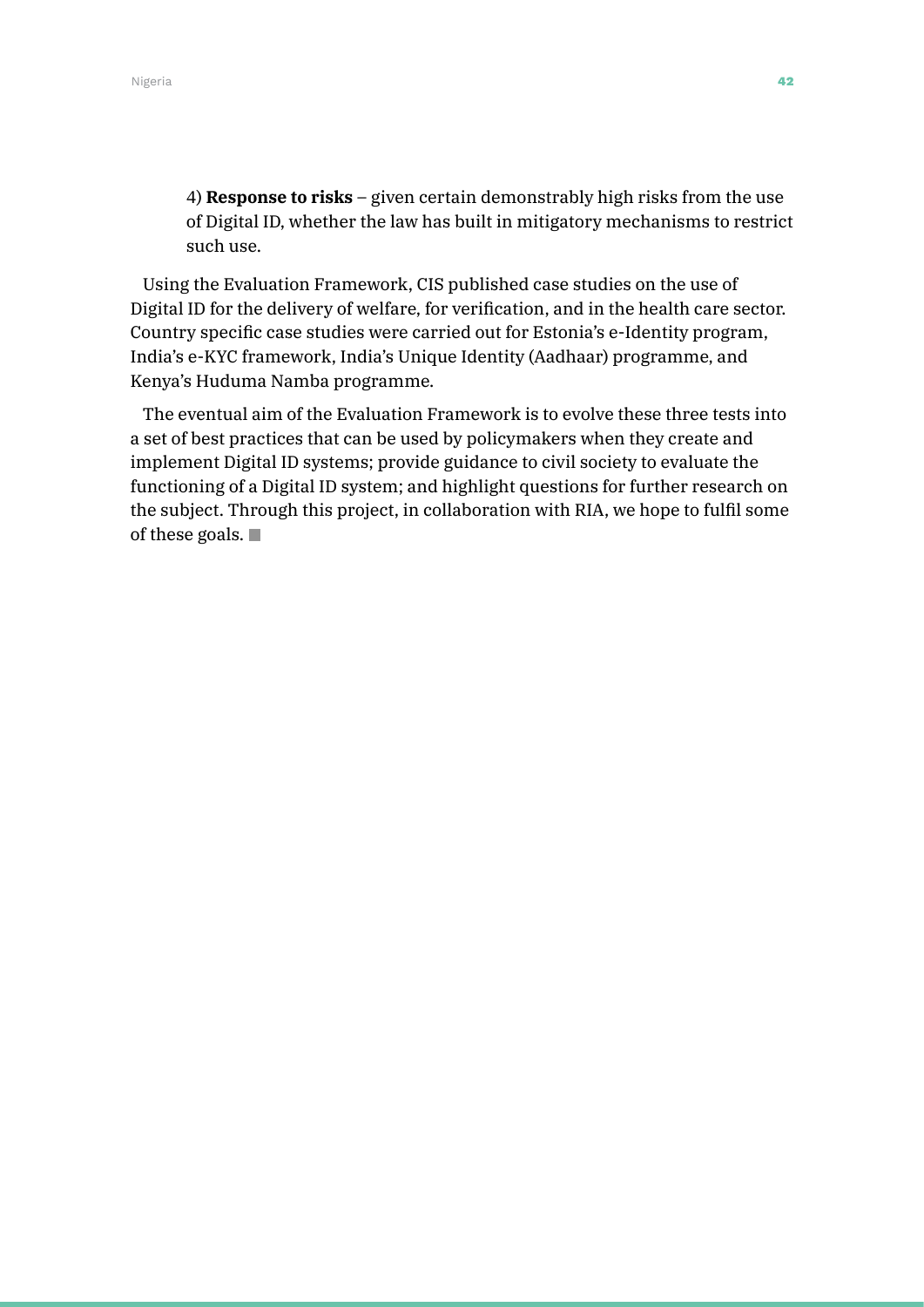4) **Response to risks** – given certain demonstrably high risks from the use of Digital ID, whether the law has built in mitigatory mechanisms to restrict such use.

Using the Evaluation Framework, CIS published case studies on the use of Digital ID for the delivery of welfare, for verification, and in the health care sector. Country specific case studies were carried out for Estonia's e-Identity program, India's e-KYC framework, India's Unique Identity (Aadhaar) programme, and Kenya's Huduma Namba programme.

The eventual aim of the Evaluation Framework is to evolve these three tests into a set of best practices that can be used by policymakers when they create and implement Digital ID systems; provide guidance to civil society to evaluate the functioning of a Digital ID system; and highlight questions for further research on the subject. Through this project, in collaboration with RIA, we hope to fulfil some of these goals. ■